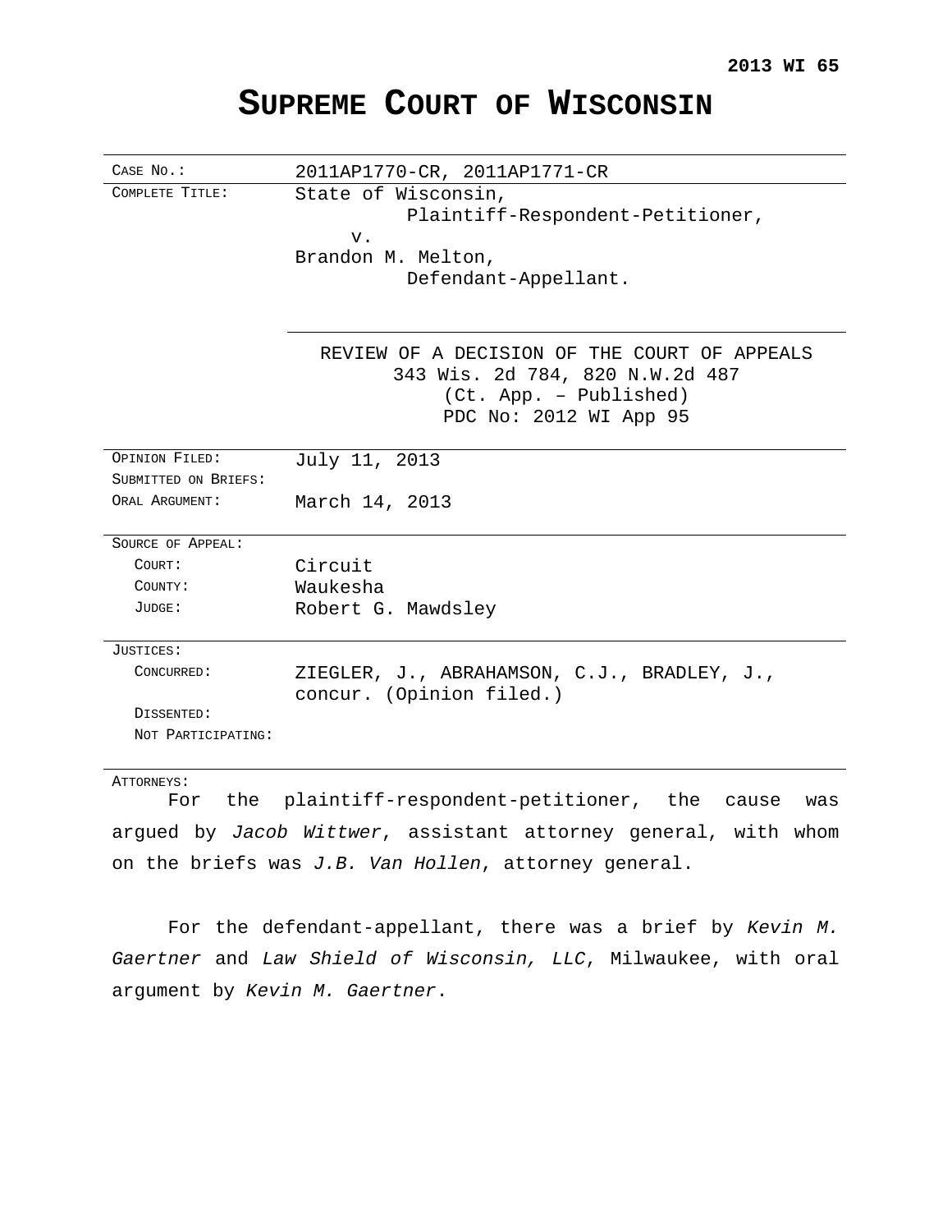**2013 WI 65**

# SUPREME COURT OF WISCONSIN

| | |
|---|---|
| CASE NO.: | 2011AP1770-CR, 2011AP1771-CR |
| COMPLETE TITLE: | State of Wisconsin,<br>Plaintiff-Respondent-Petitioner,<br>v.<br>Brandon M. Melton,<br>Defendant-Appellant. |
| | REVIEW OF A DECISION OF THE COURT OF APPEALS<br>343 Wis. 2d 784, 820 N.W.2d 487<br>(Ct. App. – Published)<br>PDC No: 2012 WI App 95 |
| OPINION FILED: | July 11, 2013 |
| SUBMITTED ON BRIEFS: | |
| ORAL ARGUMENT: | March 14, 2013 |
| SOURCE OF APPEAL: | |
| COURT: | Circuit |
| COUNTY: | Waukesha |
| JUDGE: | Robert G. Mawdsley |
| JUSTICES: | |
| CONCURRED: | ZIEGLER, J., ABRAHAMSON, C.J., BRADLEY, J., concur. (Opinion filed.) |
| DISSENTED: | |
| NOT PARTICIPATING: | |

ATTORNEYS:

For the plaintiff-respondent-petitioner, the cause was argued by *Jacob Wittwer*, assistant attorney general, with whom on the briefs was *J.B. Van Hollen*, attorney general.

For the defendant-appellant, there was a brief by *Kevin M. Gaertner* and *Law Shield of Wisconsin, LLC*, Milwaukee, with oral argument by *Kevin M. Gaertner*.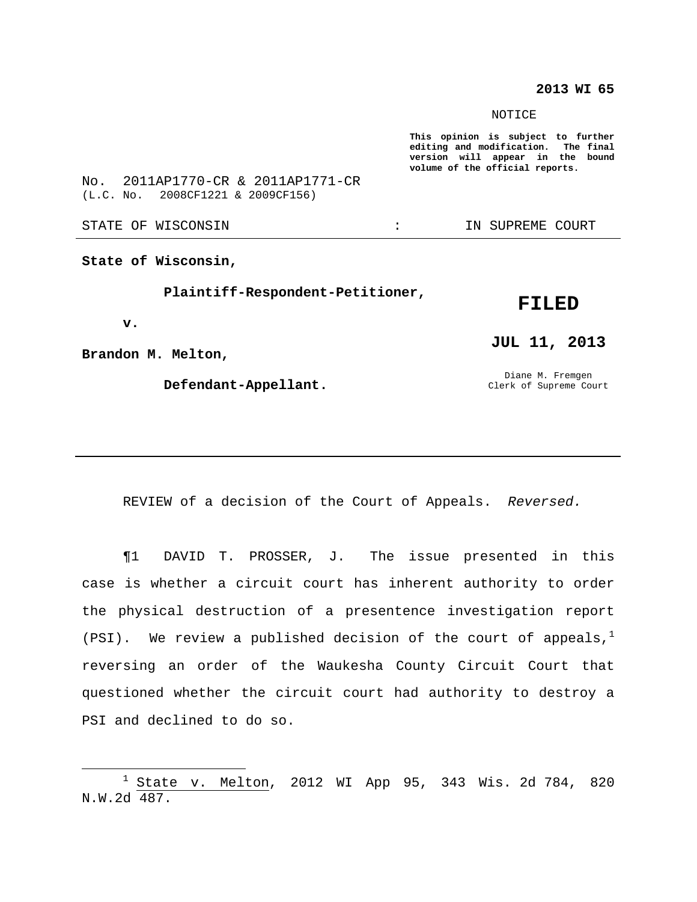**2013 WI 65**

NOTICE

**This opinion is subject to further editing and modification. The final version will appear in the bound volume of the official reports.**

No. 2011AP1770-CR & 2011AP1771-CR
(L.C. No. 2008CF1221 & 2009CF156)

STATE OF WISCONSIN : IN SUPREME COURT

---

**State of Wisconsin,**

**Plaintiff-Respondent-Petitioner,**

**v.**

**Brandon M. Melton,**

**Defendant-Appellant.**

**FILED**

**JUL 11, 2013**

Diane M. Fremgen
Clerk of Supreme Court

---

REVIEW of a decision of the Court of Appeals. *Reversed.*

¶1 DAVID T. PROSSER, J. The issue presented in this case is whether a circuit court has inherent authority to order the physical destruction of a presentence investigation report (PSI). We review a published decision of the court of appeals,[1] reversing an order of the Waukesha County Circuit Court that questioned whether the circuit court had authority to destroy a PSI and declined to do so.

---

[1] State v. Melton, 2012 WI App 95, 343 Wis. 2d 784, 820 N.W.2d 487.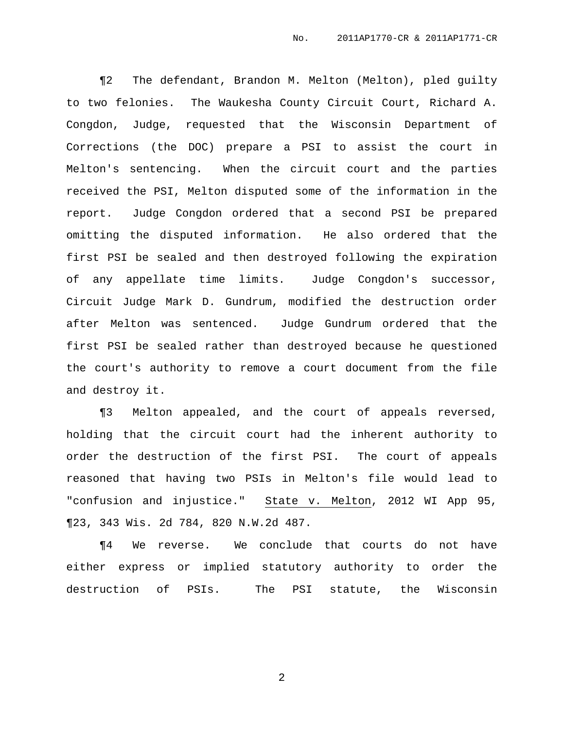¶2 The defendant, Brandon M. Melton (Melton), pled guilty to two felonies. The Waukesha County Circuit Court, Richard A. Congdon, Judge, requested that the Wisconsin Department of Corrections (the DOC) prepare a PSI to assist the court in Melton's sentencing. When the circuit court and the parties received the PSI, Melton disputed some of the information in the report. Judge Congdon ordered that a second PSI be prepared omitting the disputed information. He also ordered that the first PSI be sealed and then destroyed following the expiration of any appellate time limits. Judge Congdon's successor, Circuit Judge Mark D. Gundrum, modified the destruction order after Melton was sentenced. Judge Gundrum ordered that the first PSI be sealed rather than destroyed because he questioned the court's authority to remove a court document from the file and destroy it.

¶3 Melton appealed, and the court of appeals reversed, holding that the circuit court had the inherent authority to order the destruction of the first PSI. The court of appeals reasoned that having two PSIs in Melton's file would lead to "confusion and injustice." State v. Melton, 2012 WI App 95, ¶23, 343 Wis. 2d 784, 820 N.W.2d 487.

¶4 We reverse. We conclude that courts do not have either express or implied statutory authority to order the destruction of PSIs. The PSI statute, the Wisconsin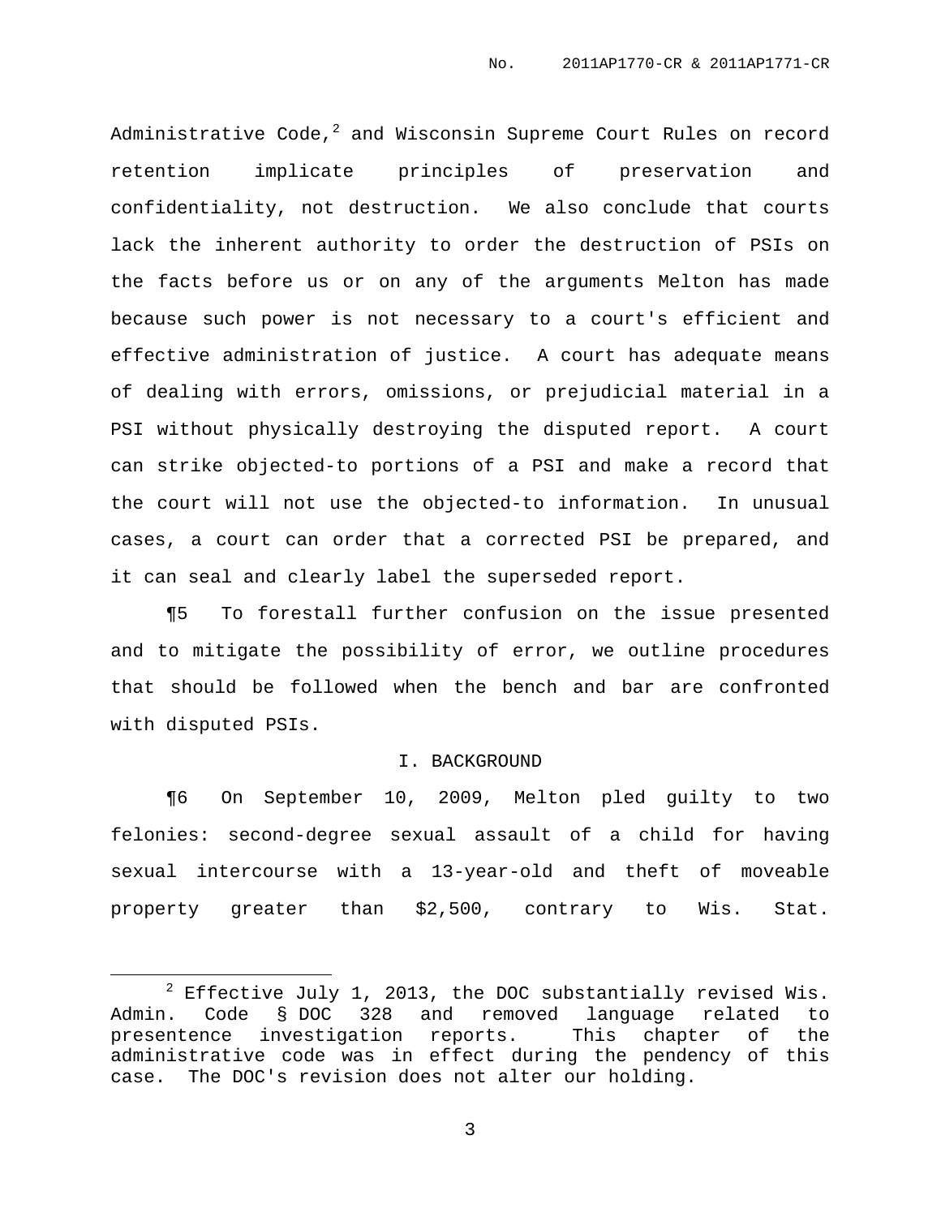Administrative Code,[2] and Wisconsin Supreme Court Rules on record retention implicate principles of preservation and confidentiality, not destruction. We also conclude that courts lack the inherent authority to order the destruction of PSIs on the facts before us or on any of the arguments Melton has made because such power is not necessary to a court's efficient and effective administration of justice. A court has adequate means of dealing with errors, omissions, or prejudicial material in a PSI without physically destroying the disputed report. A court can strike objected-to portions of a PSI and make a record that the court will not use the objected-to information. In unusual cases, a court can order that a corrected PSI be prepared, and it can seal and clearly label the superseded report.

¶5 To forestall further confusion on the issue presented and to mitigate the possibility of error, we outline procedures that should be followed when the bench and bar are confronted with disputed PSIs.

## I. BACKGROUND

¶6 On September 10, 2009, Melton pled guilty to two felonies: second-degree sexual assault of a child for having sexual intercourse with a 13-year-old and theft of moveable property greater than $2,500, contrary to Wis. Stat.

---

[2] Effective July 1, 2013, the DOC substantially revised Wis. Admin. Code § DOC 328 and removed language related to presentence investigation reports. This chapter of the administrative code was in effect during the pendency of this case. The DOC's revision does not alter our holding.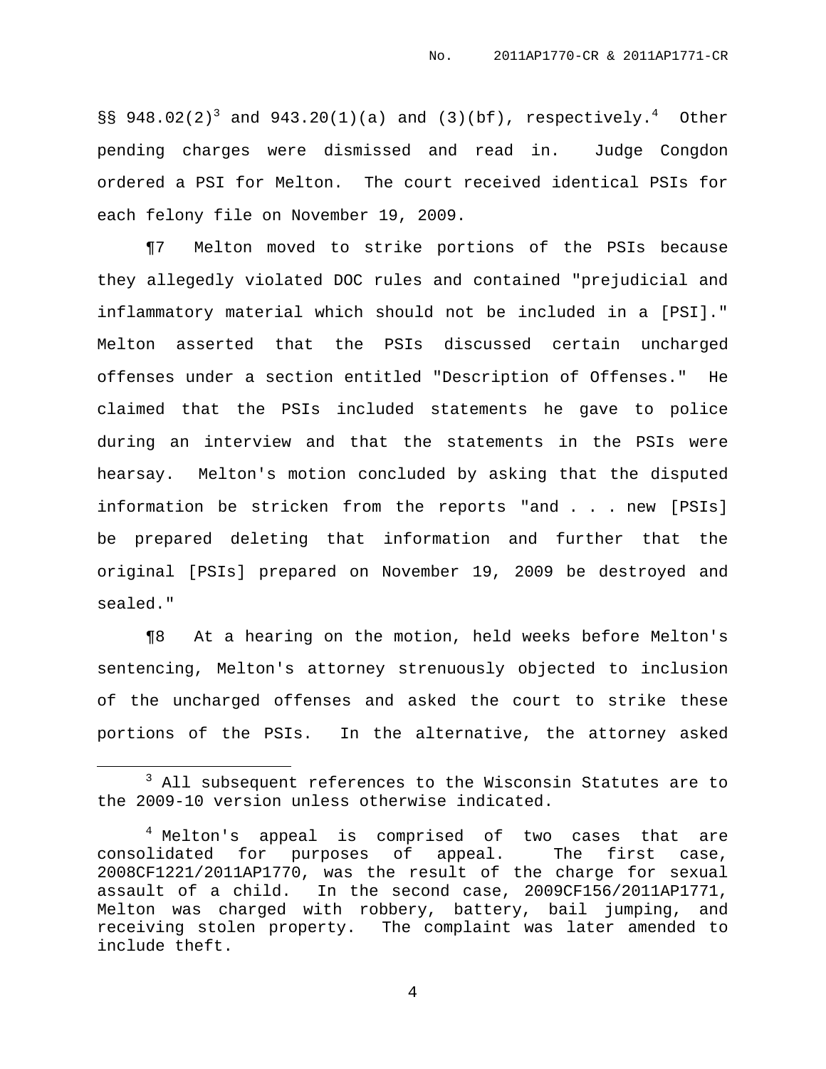§§ 948.02(2)[3] and 943.20(1)(a) and (3)(bf), respectively.[4] Other pending charges were dismissed and read in. Judge Congdon ordered a PSI for Melton. The court received identical PSIs for each felony file on November 19, 2009.

¶7 Melton moved to strike portions of the PSIs because they allegedly violated DOC rules and contained "prejudicial and inflammatory material which should not be included in a [PSI]." Melton asserted that the PSIs discussed certain uncharged offenses under a section entitled "Description of Offenses." He claimed that the PSIs included statements he gave to police during an interview and that the statements in the PSIs were hearsay. Melton's motion concluded by asking that the disputed information be stricken from the reports "and . . . new [PSIs] be prepared deleting that information and further that the original [PSIs] prepared on November 19, 2009 be destroyed and sealed."

¶8 At a hearing on the motion, held weeks before Melton's sentencing, Melton's attorney strenuously objected to inclusion of the uncharged offenses and asked the court to strike these portions of the PSIs. In the alternative, the attorney asked

---

[3] All subsequent references to the Wisconsin Statutes are to the 2009-10 version unless otherwise indicated.

[4] Melton's appeal is comprised of two cases that are consolidated for purposes of appeal. The first case, 2008CF1221/2011AP1770, was the result of the charge for sexual assault of a child. In the second case, 2009CF156/2011AP1771, Melton was charged with robbery, battery, bail jumping, and receiving stolen property. The complaint was later amended to include theft.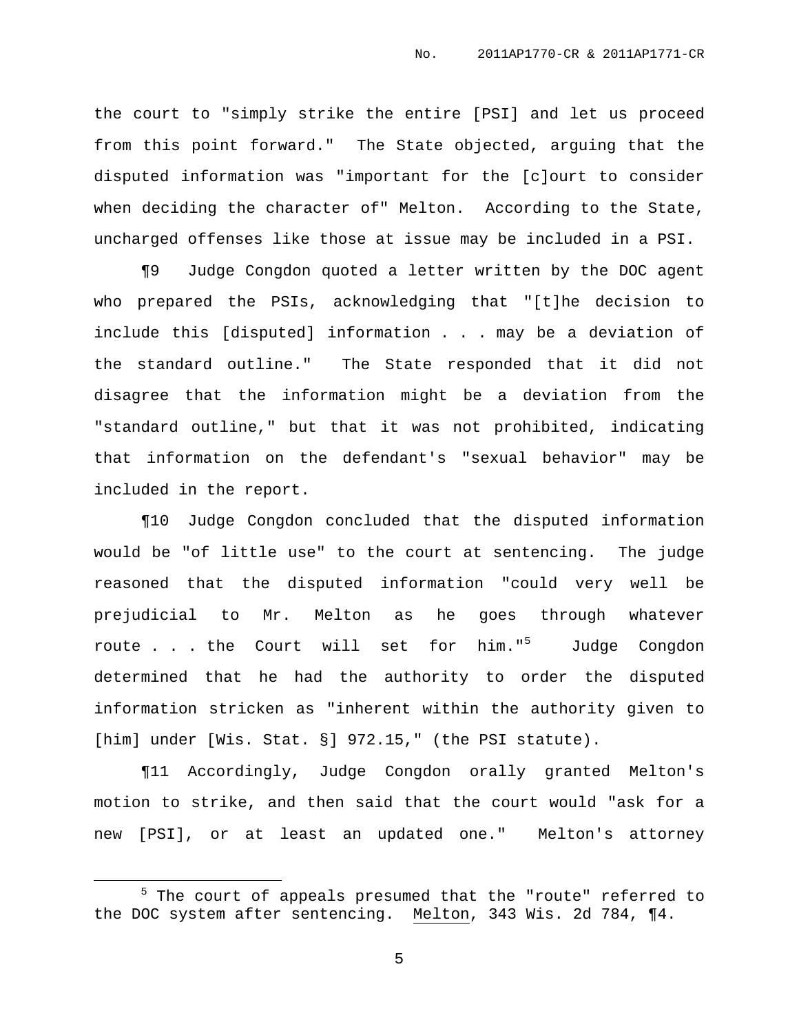the court to "simply strike the entire [PSI] and let us proceed from this point forward." The State objected, arguing that the disputed information was "important for the [c]ourt to consider when deciding the character of" Melton. According to the State, uncharged offenses like those at issue may be included in a PSI.

¶9 Judge Congdon quoted a letter written by the DOC agent who prepared the PSIs, acknowledging that "[t]he decision to include this [disputed] information . . . may be a deviation of the standard outline." The State responded that it did not disagree that the information might be a deviation from the "standard outline," but that it was not prohibited, indicating that information on the defendant's "sexual behavior" may be included in the report.

¶10 Judge Congdon concluded that the disputed information would be "of little use" to the court at sentencing. The judge reasoned that the disputed information "could very well be prejudicial to Mr. Melton as he goes through whatever route . . . the Court will set for him."[5] Judge Congdon determined that he had the authority to order the disputed information stricken as "inherent within the authority given to [him] under [Wis. Stat. §] 972.15," (the PSI statute).

¶11 Accordingly, Judge Congdon orally granted Melton's motion to strike, and then said that the court would "ask for a new [PSI], or at least an updated one." Melton's attorney

---

[5] The court of appeals presumed that the "route" referred to the DOC system after sentencing. Melton, 343 Wis. 2d 784, ¶4.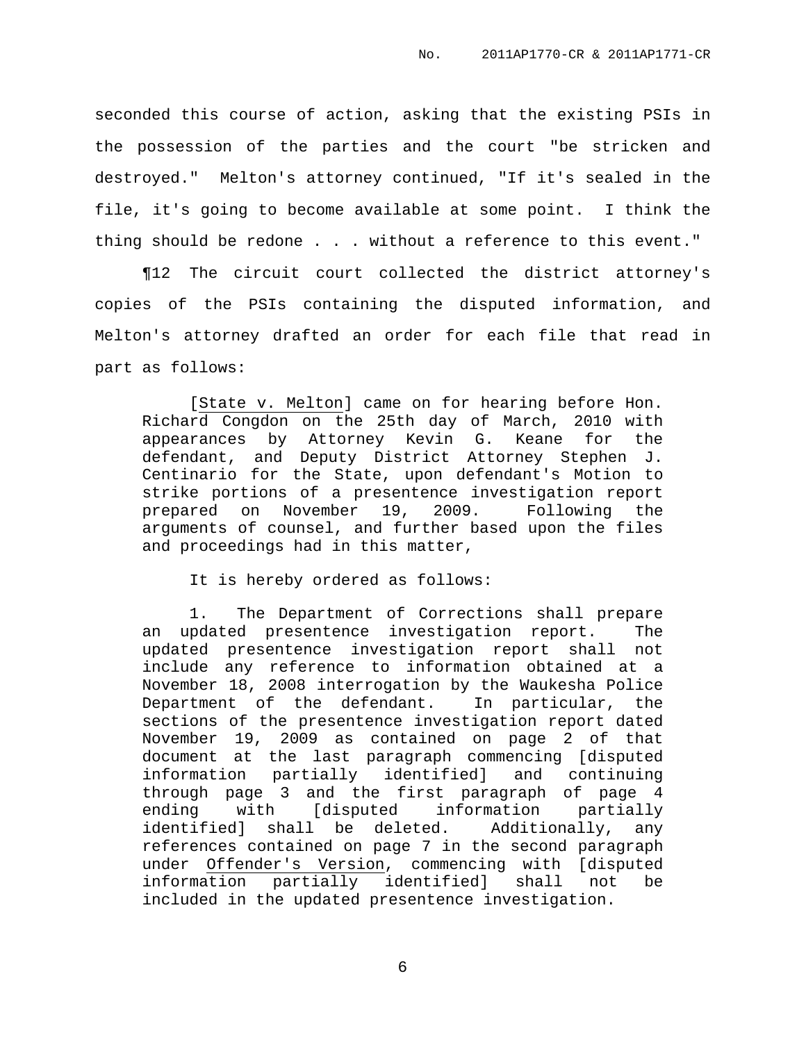seconded this course of action, asking that the existing PSIs in the possession of the parties and the court "be stricken and destroyed." Melton's attorney continued, "If it's sealed in the file, it's going to become available at some point. I think the thing should be redone . . . without a reference to this event."

¶12 The circuit court collected the district attorney's copies of the PSIs containing the disputed information, and Melton's attorney drafted an order for each file that read in part as follows:

> [State v. Melton] came on for hearing before Hon. Richard Congdon on the 25th day of March, 2010 with appearances by Attorney Kevin G. Keane for the defendant, and Deputy District Attorney Stephen J. Centinario for the State, upon defendant's Motion to strike portions of a presentence investigation report prepared on November 19, 2009. Following the arguments of counsel, and further based upon the files and proceedings had in this matter,
>
> It is hereby ordered as follows:
>
> 1. The Department of Corrections shall prepare an updated presentence investigation report. The updated presentence investigation report shall not include any reference to information obtained at a November 18, 2008 interrogation by the Waukesha Police Department of the defendant. In particular, the sections of the presentence investigation report dated November 19, 2009 as contained on page 2 of that document at the last paragraph commencing [disputed information partially identified] and continuing through page 3 and the first paragraph of page 4 ending with [disputed information partially identified] shall be deleted. Additionally, any references contained on page 7 in the second paragraph under Offender's Version, commencing with [disputed information partially identified] shall not be included in the updated presentence investigation.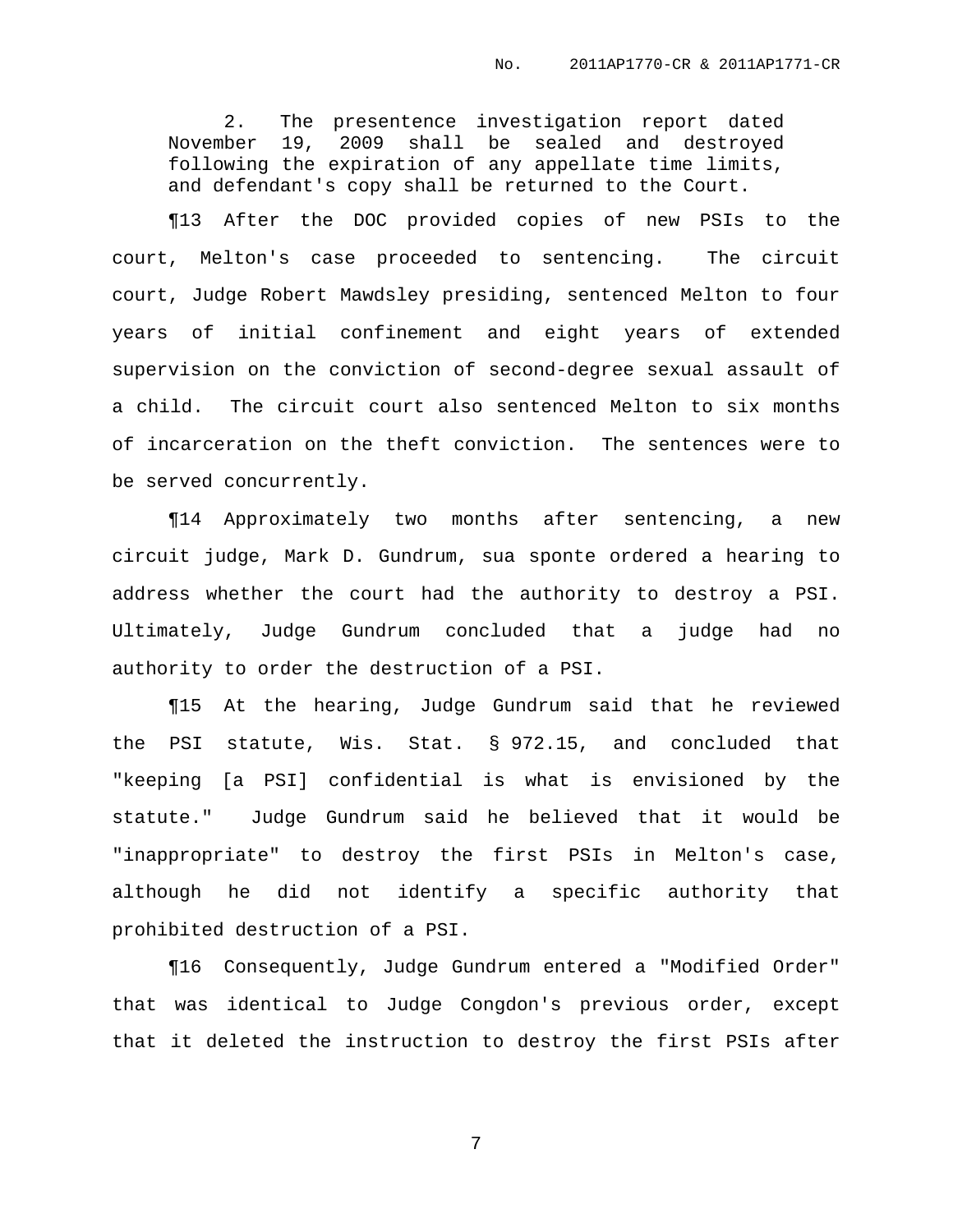> 2. The presentence investigation report dated November 19, 2009 shall be sealed and destroyed following the expiration of any appellate time limits, and defendant's copy shall be returned to the Court.

¶13 After the DOC provided copies of new PSIs to the court, Melton's case proceeded to sentencing. The circuit court, Judge Robert Mawdsley presiding, sentenced Melton to four years of initial confinement and eight years of extended supervision on the conviction of second-degree sexual assault of a child. The circuit court also sentenced Melton to six months of incarceration on the theft conviction. The sentences were to be served concurrently.

¶14 Approximately two months after sentencing, a new circuit judge, Mark D. Gundrum, sua sponte ordered a hearing to address whether the court had the authority to destroy a PSI. Ultimately, Judge Gundrum concluded that a judge had no authority to order the destruction of a PSI.

¶15 At the hearing, Judge Gundrum said that he reviewed the PSI statute, Wis. Stat. § 972.15, and concluded that "keeping [a PSI] confidential is what is envisioned by the statute." Judge Gundrum said he believed that it would be "inappropriate" to destroy the first PSIs in Melton's case, although he did not identify a specific authority that prohibited destruction of a PSI.

¶16 Consequently, Judge Gundrum entered a "Modified Order" that was identical to Judge Congdon's previous order, except that it deleted the instruction to destroy the first PSIs after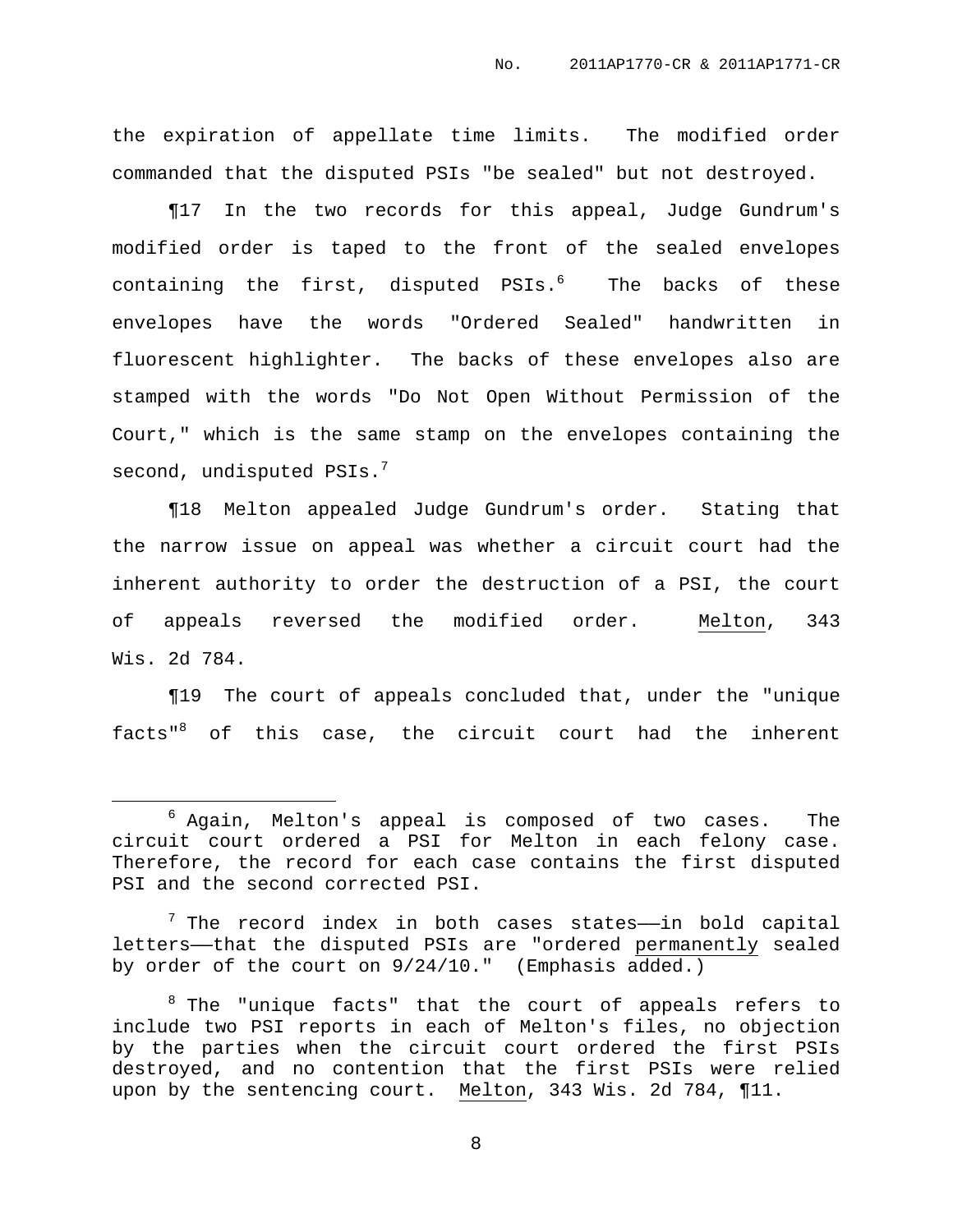the expiration of appellate time limits. The modified order commanded that the disputed PSIs "be sealed" but not destroyed.

¶17 In the two records for this appeal, Judge Gundrum's modified order is taped to the front of the sealed envelopes containing the first, disputed PSIs.[6] The backs of these envelopes have the words "Ordered Sealed" handwritten in fluorescent highlighter. The backs of these envelopes also are stamped with the words "Do Not Open Without Permission of the Court," which is the same stamp on the envelopes containing the second, undisputed PSIs.[7]

¶18 Melton appealed Judge Gundrum's order. Stating that the narrow issue on appeal was whether a circuit court had the inherent authority to order the destruction of a PSI, the court of appeals reversed the modified order. Melton, 343 Wis. 2d 784.

¶19 The court of appeals concluded that, under the "unique facts"[8] of this case, the circuit court had the inherent

---

[6] Again, Melton's appeal is composed of two cases. The circuit court ordered a PSI for Melton in each felony case. Therefore, the record for each case contains the first disputed PSI and the second corrected PSI.

[7] The record index in both cases states——in bold capital letters——that the disputed PSIs are "ordered permanently sealed by order of the court on 9/24/10." (Emphasis added.)

[8] The "unique facts" that the court of appeals refers to include two PSI reports in each of Melton's files, no objection by the parties when the circuit court ordered the first PSIs destroyed, and no contention that the first PSIs were relied upon by the sentencing court. Melton, 343 Wis. 2d 784, ¶11.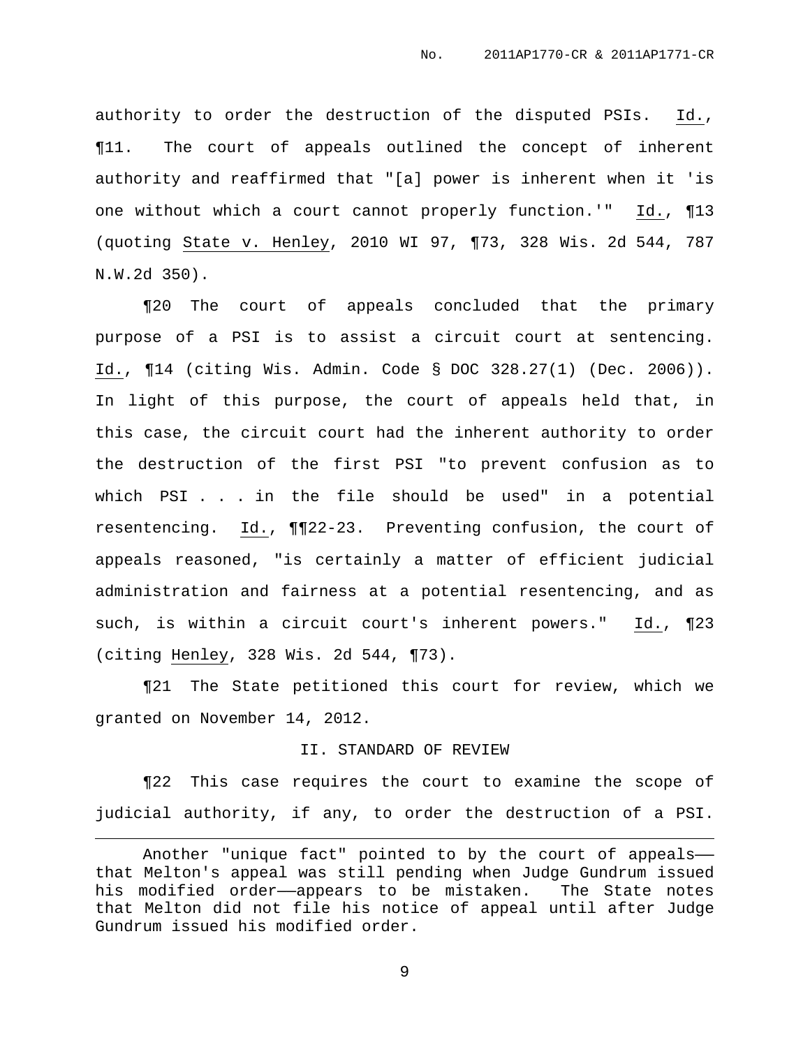authority to order the destruction of the disputed PSIs. Id., ¶11. The court of appeals outlined the concept of inherent authority and reaffirmed that "[a] power is inherent when it 'is one without which a court cannot properly function.'" Id., ¶13 (quoting State v. Henley, 2010 WI 97, ¶73, 328 Wis. 2d 544, 787 N.W.2d 350).

¶20 The court of appeals concluded that the primary purpose of a PSI is to assist a circuit court at sentencing. Id., ¶14 (citing Wis. Admin. Code § DOC 328.27(1) (Dec. 2006)). In light of this purpose, the court of appeals held that, in this case, the circuit court had the inherent authority to order the destruction of the first PSI "to prevent confusion as to which PSI . . . in the file should be used" in a potential resentencing. Id., ¶¶22-23. Preventing confusion, the court of appeals reasoned, "is certainly a matter of efficient judicial administration and fairness at a potential resentencing, and as such, is within a circuit court's inherent powers." Id., ¶23 (citing Henley, 328 Wis. 2d 544, ¶73).

¶21 The State petitioned this court for review, which we granted on November 14, 2012.

## II. STANDARD OF REVIEW

¶22 This case requires the court to examine the scope of judicial authority, if any, to order the destruction of a PSI.

---

Another "unique fact" pointed to by the court of appeals—that Melton's appeal was still pending when Judge Gundrum issued his modified order—appears to be mistaken. The State notes that Melton did not file his notice of appeal until after Judge Gundrum issued his modified order.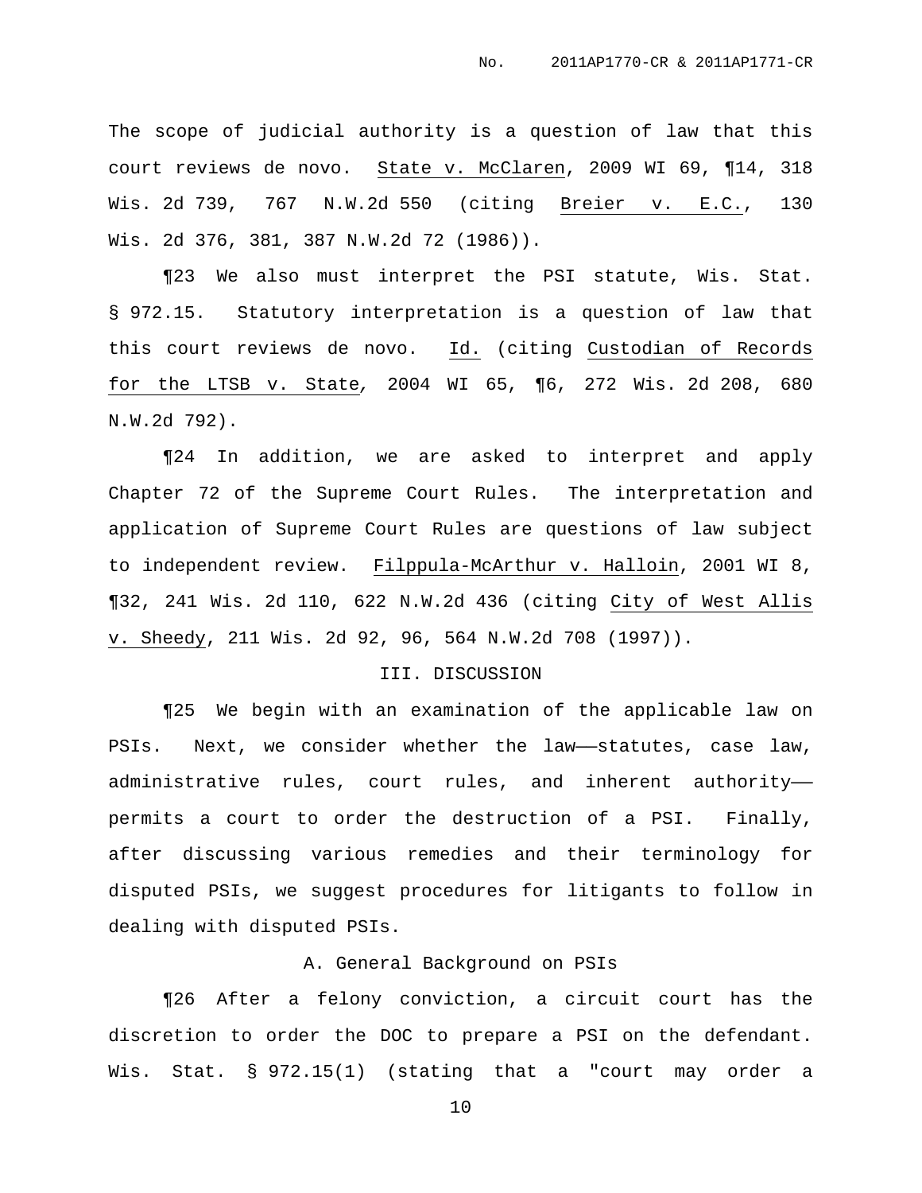The scope of judicial authority is a question of law that this court reviews de novo. State v. McClaren, 2009 WI 69, ¶14, 318 Wis. 2d 739, 767 N.W.2d 550 (citing Breier v. E.C., 130 Wis. 2d 376, 381, 387 N.W.2d 72 (1986)).

¶23 We also must interpret the PSI statute, Wis. Stat. § 972.15. Statutory interpretation is a question of law that this court reviews de novo. Id. (citing Custodian of Records for the LTSB v. State, 2004 WI 65, ¶6, 272 Wis. 2d 208, 680 N.W.2d 792).

¶24 In addition, we are asked to interpret and apply Chapter 72 of the Supreme Court Rules. The interpretation and application of Supreme Court Rules are questions of law subject to independent review. Filppula-McArthur v. Halloin, 2001 WI 8, ¶32, 241 Wis. 2d 110, 622 N.W.2d 436 (citing City of West Allis v. Sheedy, 211 Wis. 2d 92, 96, 564 N.W.2d 708 (1997)).

## III. DISCUSSION

¶25 We begin with an examination of the applicable law on PSIs. Next, we consider whether the law——statutes, case law, administrative rules, court rules, and inherent authority——permits a court to order the destruction of a PSI. Finally, after discussing various remedies and their terminology for disputed PSIs, we suggest procedures for litigants to follow in dealing with disputed PSIs.

### A. General Background on PSIs

¶26 After a felony conviction, a circuit court has the discretion to order the DOC to prepare a PSI on the defendant. Wis. Stat. § 972.15(1) (stating that a "court may order a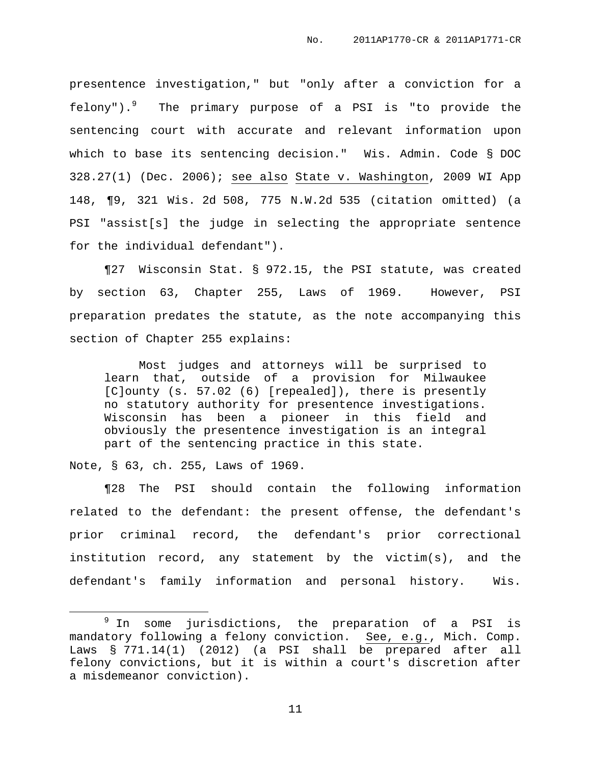presentence investigation," but "only after a conviction for a felony").[9] The primary purpose of a PSI is "to provide the sentencing court with accurate and relevant information upon which to base its sentencing decision." Wis. Admin. Code § DOC 328.27(1) (Dec. 2006); see also State v. Washington, 2009 WI App 148, ¶9, 321 Wis. 2d 508, 775 N.W.2d 535 (citation omitted) (a PSI "assist[s] the judge in selecting the appropriate sentence for the individual defendant").

¶27 Wisconsin Stat. § 972.15, the PSI statute, was created by section 63, Chapter 255, Laws of 1969. However, PSI preparation predates the statute, as the note accompanying this section of Chapter 255 explains:

> Most judges and attorneys will be surprised to learn that, outside of a provision for Milwaukee [C]ounty (s. 57.02 (6) [repealed]), there is presently no statutory authority for presentence investigations. Wisconsin has been a pioneer in this field and obviously the presentence investigation is an integral part of the sentencing practice in this state.

Note, § 63, ch. 255, Laws of 1969.

¶28 The PSI should contain the following information related to the defendant: the present offense, the defendant's prior criminal record, the defendant's prior correctional institution record, any statement by the victim(s), and the defendant's family information and personal history. Wis.

---

[9] In some jurisdictions, the preparation of a PSI is mandatory following a felony conviction. See, e.g., Mich. Comp. Laws § 771.14(1) (2012) (a PSI shall be prepared after all felony convictions, but it is within a court's discretion after a misdemeanor conviction).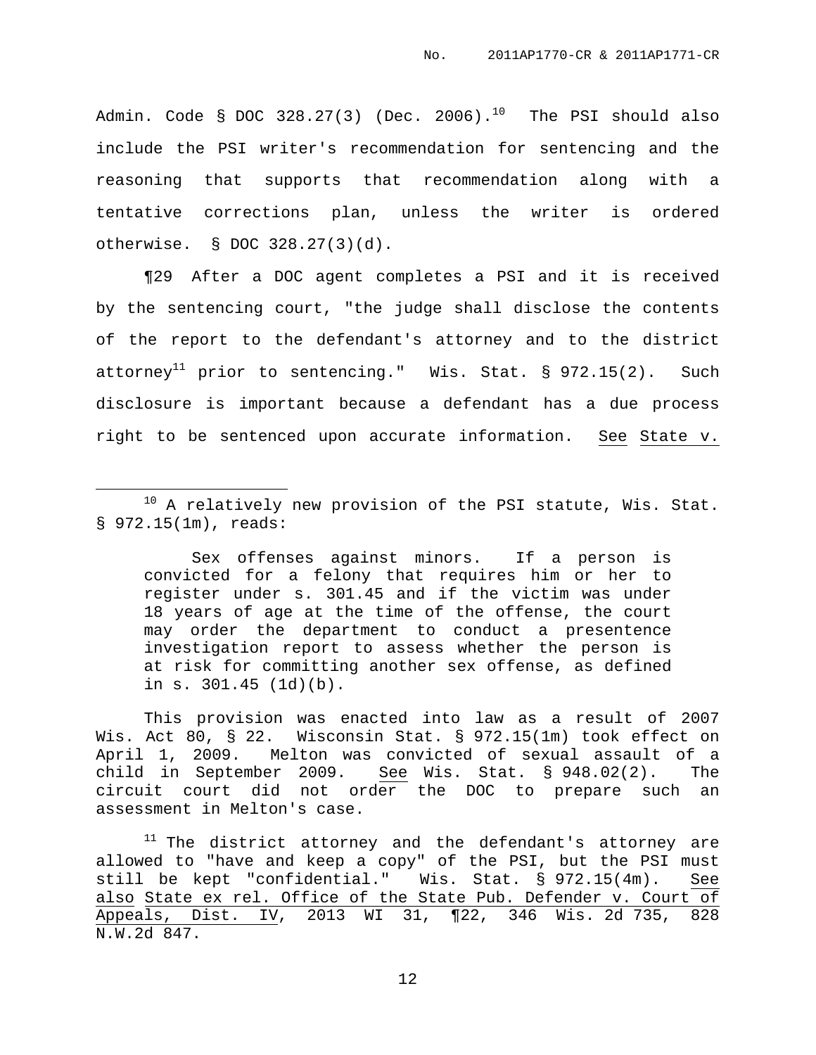Admin. Code § DOC 328.27(3) (Dec. 2006).[10] The PSI should also include the PSI writer's recommendation for sentencing and the reasoning that supports that recommendation along with a tentative corrections plan, unless the writer is ordered otherwise. § DOC 328.27(3)(d).

¶29 After a DOC agent completes a PSI and it is received by the sentencing court, "the judge shall disclose the contents of the report to the defendant's attorney and to the district attorney[11] prior to sentencing." Wis. Stat. § 972.15(2). Such disclosure is important because a defendant has a due process right to be sentenced upon accurate information. See State v.

---

[10] A relatively new provision of the PSI statute, Wis. Stat. § 972.15(1m), reads:

> Sex offenses against minors. If a person is convicted for a felony that requires him or her to register under s. 301.45 and if the victim was under 18 years of age at the time of the offense, the court may order the department to conduct a presentence investigation report to assess whether the person is at risk for committing another sex offense, as defined in s. 301.45 (1d)(b).

This provision was enacted into law as a result of 2007 Wis. Act 80, § 22. Wisconsin Stat. § 972.15(1m) took effect on April 1, 2009. Melton was convicted of sexual assault of a child in September 2009. See Wis. Stat. § 948.02(2). The circuit court did not order the DOC to prepare such an assessment in Melton's case.

[11] The district attorney and the defendant's attorney are allowed to "have and keep a copy" of the PSI, but the PSI must still be kept "confidential." Wis. Stat. § 972.15(4m). See also State ex rel. Office of the State Pub. Defender v. Court of Appeals, Dist. IV, 2013 WI 31, ¶22, 346 Wis. 2d 735, 828 N.W.2d 847.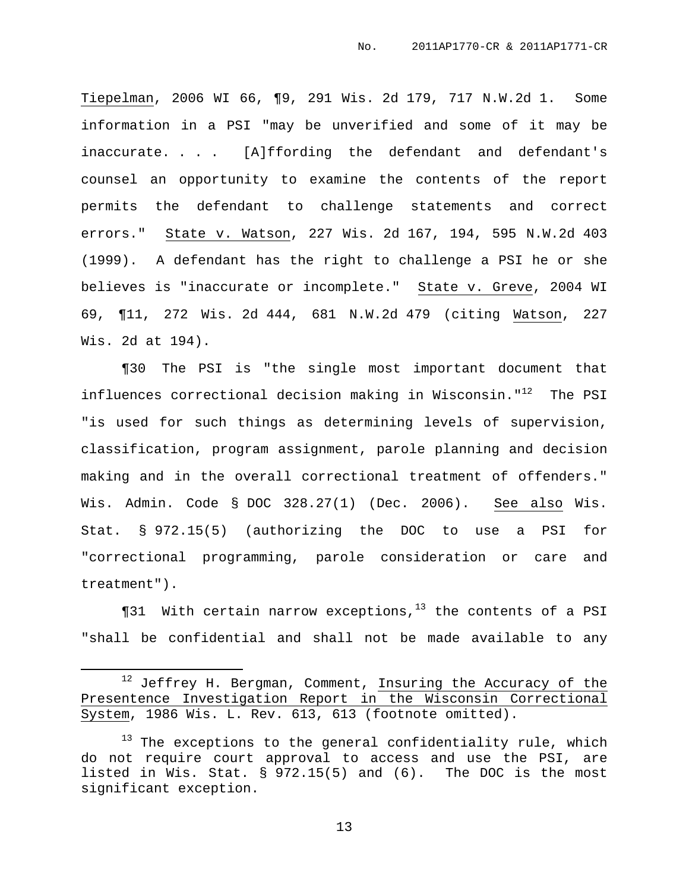Tiepelman, 2006 WI 66, ¶9, 291 Wis. 2d 179, 717 N.W.2d 1. Some information in a PSI "may be unverified and some of it may be inaccurate. . . . [A]ffording the defendant and defendant's counsel an opportunity to examine the contents of the report permits the defendant to challenge statements and correct errors." State v. Watson, 227 Wis. 2d 167, 194, 595 N.W.2d 403 (1999). A defendant has the right to challenge a PSI he or she believes is "inaccurate or incomplete." State v. Greve, 2004 WI 69, ¶11, 272 Wis. 2d 444, 681 N.W.2d 479 (citing Watson, 227 Wis. 2d at 194).

¶30 The PSI is "the single most important document that influences correctional decision making in Wisconsin."[12] The PSI "is used for such things as determining levels of supervision, classification, program assignment, parole planning and decision making and in the overall correctional treatment of offenders." Wis. Admin. Code § DOC 328.27(1) (Dec. 2006). See also Wis. Stat. § 972.15(5) (authorizing the DOC to use a PSI for "correctional programming, parole consideration or care and treatment").

¶31 With certain narrow exceptions,[13] the contents of a PSI "shall be confidential and shall not be made available to any

---

[12] Jeffrey H. Bergman, Comment, Insuring the Accuracy of the Presentence Investigation Report in the Wisconsin Correctional System, 1986 Wis. L. Rev. 613, 613 (footnote omitted).

[13] The exceptions to the general confidentiality rule, which do not require court approval to access and use the PSI, are listed in Wis. Stat. § 972.15(5) and (6). The DOC is the most significant exception.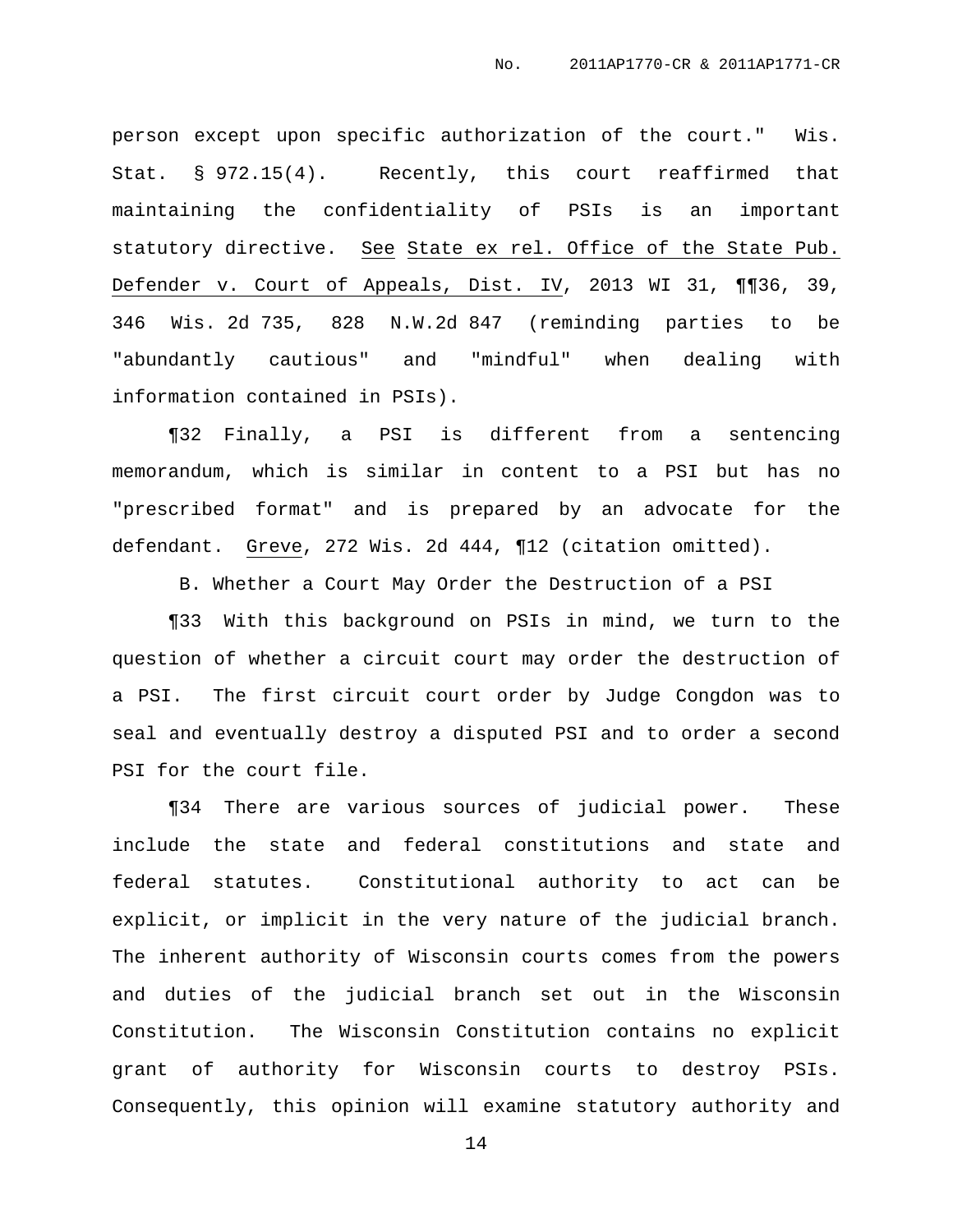person except upon specific authorization of the court." Wis. Stat. § 972.15(4). Recently, this court reaffirmed that maintaining the confidentiality of PSIs is an important statutory directive. See State ex rel. Office of the State Pub. Defender v. Court of Appeals, Dist. IV, 2013 WI 31, ¶¶36, 39, 346 Wis. 2d 735, 828 N.W.2d 847 (reminding parties to be "abundantly cautious" and "mindful" when dealing with information contained in PSIs).

¶32 Finally, a PSI is different from a sentencing memorandum, which is similar in content to a PSI but has no "prescribed format" and is prepared by an advocate for the defendant. Greve, 272 Wis. 2d 444, ¶12 (citation omitted).

B. Whether a Court May Order the Destruction of a PSI

¶33 With this background on PSIs in mind, we turn to the question of whether a circuit court may order the destruction of a PSI. The first circuit court order by Judge Congdon was to seal and eventually destroy a disputed PSI and to order a second PSI for the court file.

¶34 There are various sources of judicial power. These include the state and federal constitutions and state and federal statutes. Constitutional authority to act can be explicit, or implicit in the very nature of the judicial branch. The inherent authority of Wisconsin courts comes from the powers and duties of the judicial branch set out in the Wisconsin Constitution. The Wisconsin Constitution contains no explicit grant of authority for Wisconsin courts to destroy PSIs. Consequently, this opinion will examine statutory authority and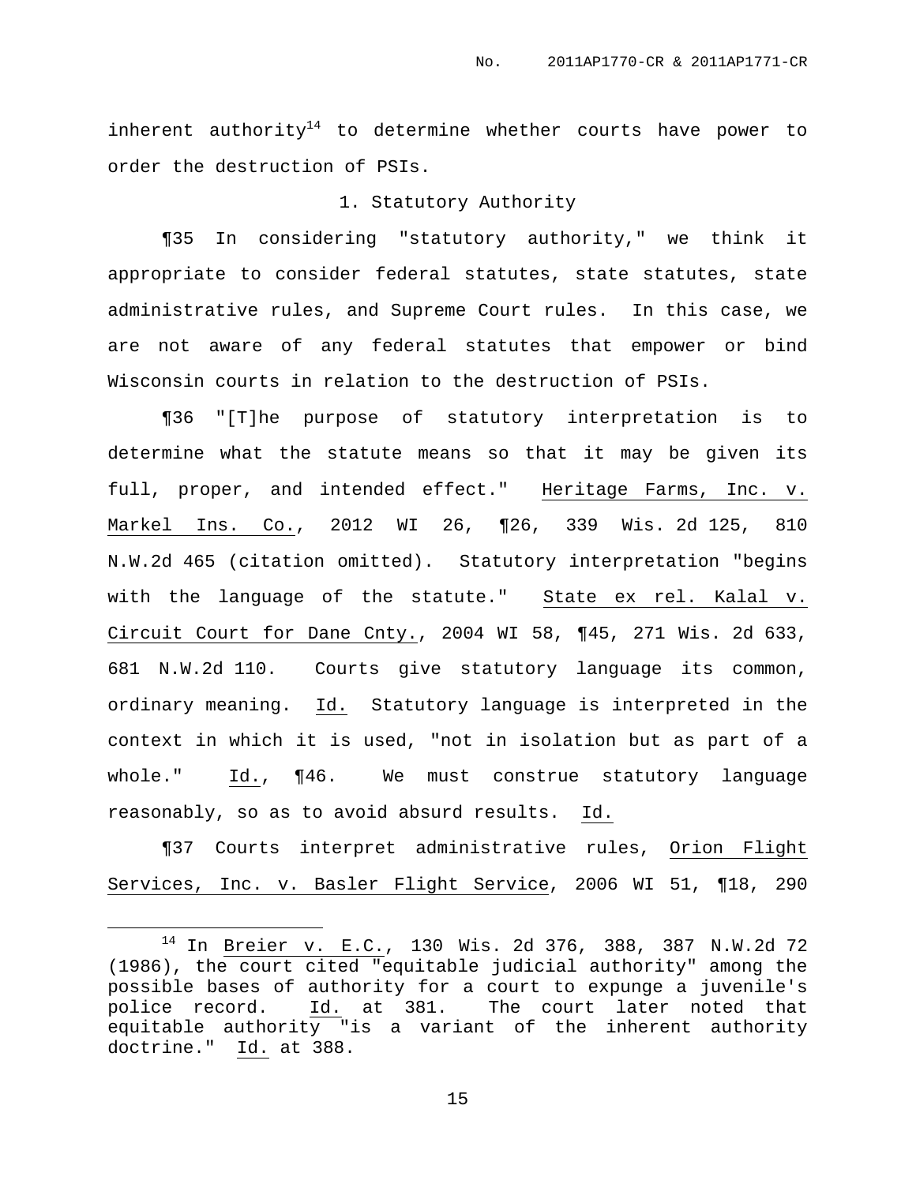inherent authority[14] to determine whether courts have power to order the destruction of PSIs.

1. Statutory Authority

¶35 In considering "statutory authority," we think it appropriate to consider federal statutes, state statutes, state administrative rules, and Supreme Court rules. In this case, we are not aware of any federal statutes that empower or bind Wisconsin courts in relation to the destruction of PSIs.

¶36 "[T]he purpose of statutory interpretation is to determine what the statute means so that it may be given its full, proper, and intended effect." Heritage Farms, Inc. v. Markel Ins. Co., 2012 WI 26, ¶26, 339 Wis. 2d 125, 810 N.W.2d 465 (citation omitted). Statutory interpretation "begins with the language of the statute." State ex rel. Kalal v. Circuit Court for Dane Cnty., 2004 WI 58, ¶45, 271 Wis. 2d 633, 681 N.W.2d 110. Courts give statutory language its common, ordinary meaning. Id. Statutory language is interpreted in the context in which it is used, "not in isolation but as part of a whole." Id., ¶46. We must construe statutory language reasonably, so as to avoid absurd results. Id.

¶37 Courts interpret administrative rules, Orion Flight Services, Inc. v. Basler Flight Service, 2006 WI 51, ¶18, 290

---

[14] In Breier v. E.C., 130 Wis. 2d 376, 388, 387 N.W.2d 72 (1986), the court cited "equitable judicial authority" among the possible bases of authority for a court to expunge a juvenile's police record. Id. at 381. The court later noted that equitable authority "is a variant of the inherent authority doctrine." Id. at 388.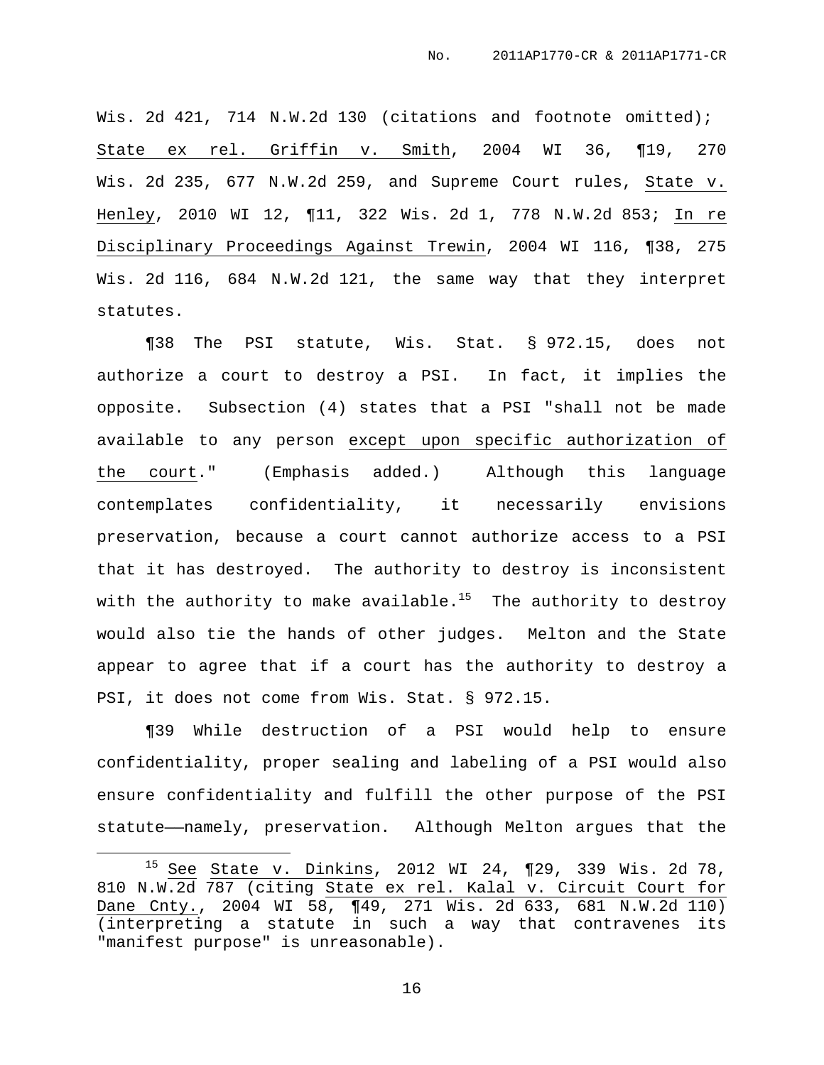Wis. 2d 421, 714 N.W.2d 130 (citations and footnote omitted); State ex rel. Griffin v. Smith, 2004 WI 36, ¶19, 270 Wis. 2d 235, 677 N.W.2d 259, and Supreme Court rules, State v. Henley, 2010 WI 12, ¶11, 322 Wis. 2d 1, 778 N.W.2d 853; In re Disciplinary Proceedings Against Trewin, 2004 WI 116, ¶38, 275 Wis. 2d 116, 684 N.W.2d 121, the same way that they interpret statutes.

¶38 The PSI statute, Wis. Stat. § 972.15, does not authorize a court to destroy a PSI. In fact, it implies the opposite. Subsection (4) states that a PSI "shall not be made available to any person except upon specific authorization of the court." (Emphasis added.) Although this language contemplates confidentiality, it necessarily envisions preservation, because a court cannot authorize access to a PSI that it has destroyed. The authority to destroy is inconsistent with the authority to make available.[15] The authority to destroy would also tie the hands of other judges. Melton and the State appear to agree that if a court has the authority to destroy a PSI, it does not come from Wis. Stat. § 972.15.

¶39 While destruction of a PSI would help to ensure confidentiality, proper sealing and labeling of a PSI would also ensure confidentiality and fulfill the other purpose of the PSI statute——namely, preservation. Although Melton argues that the

---

[15] See State v. Dinkins, 2012 WI 24, ¶29, 339 Wis. 2d 78, 810 N.W.2d 787 (citing State ex rel. Kalal v. Circuit Court for Dane Cnty., 2004 WI 58, ¶49, 271 Wis. 2d 633, 681 N.W.2d 110) (interpreting a statute in such a way that contravenes its "manifest purpose" is unreasonable).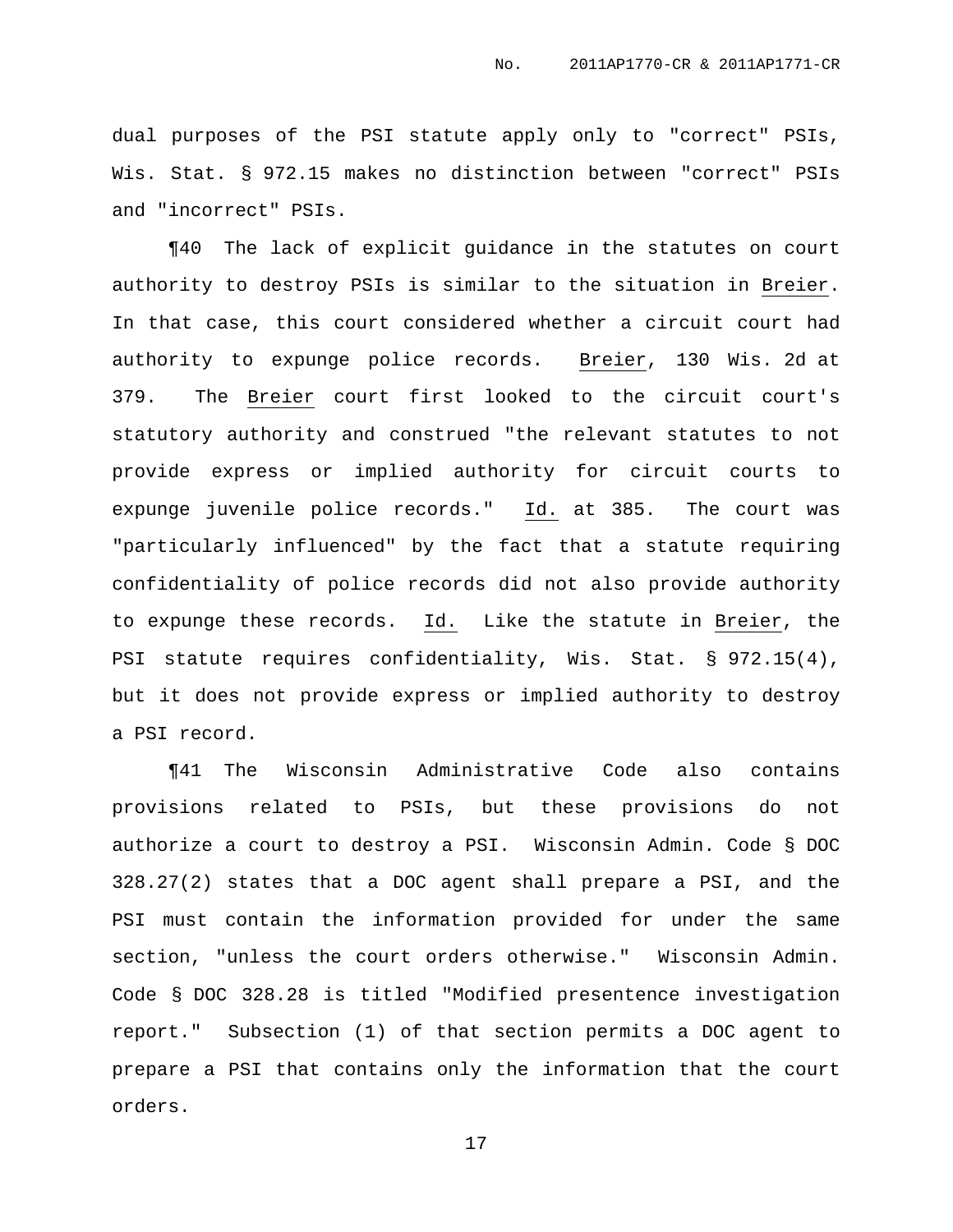dual purposes of the PSI statute apply only to "correct" PSIs, Wis. Stat. § 972.15 makes no distinction between "correct" PSIs and "incorrect" PSIs.

¶40 The lack of explicit guidance in the statutes on court authority to destroy PSIs is similar to the situation in Breier. In that case, this court considered whether a circuit court had authority to expunge police records. Breier, 130 Wis. 2d at 379. The Breier court first looked to the circuit court's statutory authority and construed "the relevant statutes to not provide express or implied authority for circuit courts to expunge juvenile police records." Id. at 385. The court was "particularly influenced" by the fact that a statute requiring confidentiality of police records did not also provide authority to expunge these records. Id. Like the statute in Breier, the PSI statute requires confidentiality, Wis. Stat. § 972.15(4), but it does not provide express or implied authority to destroy a PSI record.

¶41 The Wisconsin Administrative Code also contains provisions related to PSIs, but these provisions do not authorize a court to destroy a PSI. Wisconsin Admin. Code § DOC 328.27(2) states that a DOC agent shall prepare a PSI, and the PSI must contain the information provided for under the same section, "unless the court orders otherwise." Wisconsin Admin. Code § DOC 328.28 is titled "Modified presentence investigation report." Subsection (1) of that section permits a DOC agent to prepare a PSI that contains only the information that the court orders.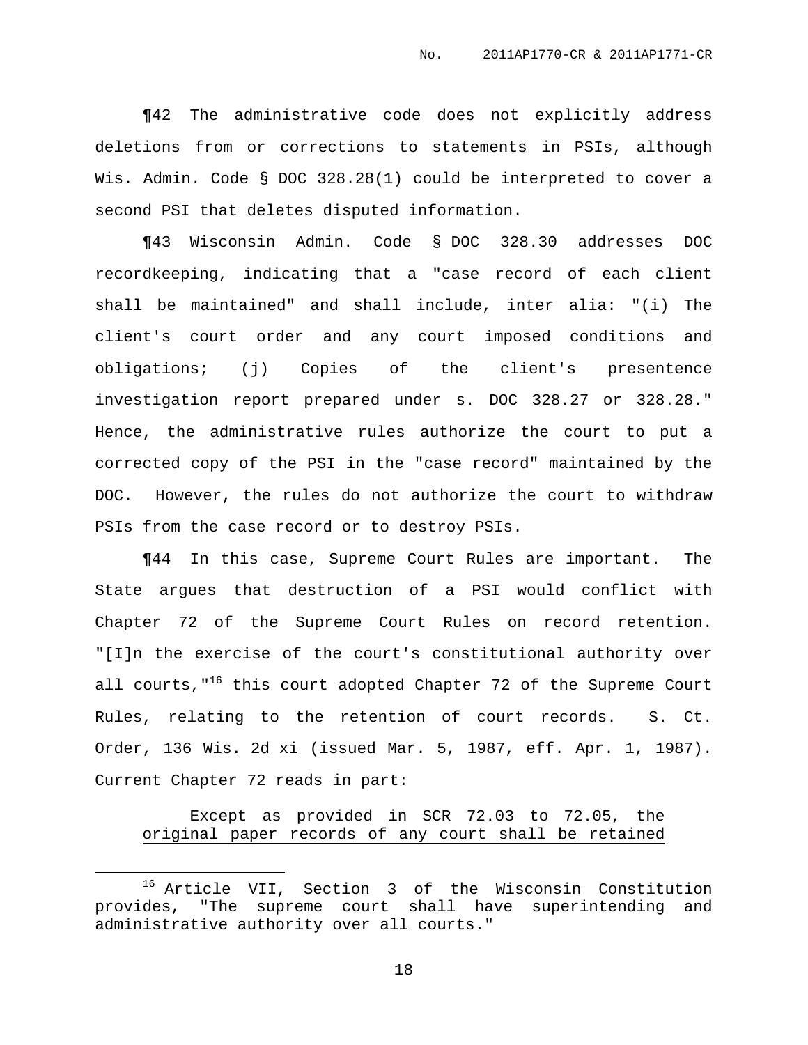¶42 The administrative code does not explicitly address deletions from or corrections to statements in PSIs, although Wis. Admin. Code § DOC 328.28(1) could be interpreted to cover a second PSI that deletes disputed information.

¶43 Wisconsin Admin. Code § DOC 328.30 addresses DOC recordkeeping, indicating that a "case record of each client shall be maintained" and shall include, inter alia: "(i) The client's court order and any court imposed conditions and obligations; (j) Copies of the client's presentence investigation report prepared under s. DOC 328.27 or 328.28." Hence, the administrative rules authorize the court to put a corrected copy of the PSI in the "case record" maintained by the DOC. However, the rules do not authorize the court to withdraw PSIs from the case record or to destroy PSIs.

¶44 In this case, Supreme Court Rules are important. The State argues that destruction of a PSI would conflict with Chapter 72 of the Supreme Court Rules on record retention. "[I]n the exercise of the court's constitutional authority over all courts,"[16] this court adopted Chapter 72 of the Supreme Court Rules, relating to the retention of court records. S. Ct. Order, 136 Wis. 2d xi (issued Mar. 5, 1987, eff. Apr. 1, 1987). Current Chapter 72 reads in part:

> Except as provided in SCR 72.03 to 72.05, the <u>original paper records of any court shall be retained</u>

[16] Article VII, Section 3 of the Wisconsin Constitution provides, "The supreme court shall have superintending and administrative authority over all courts."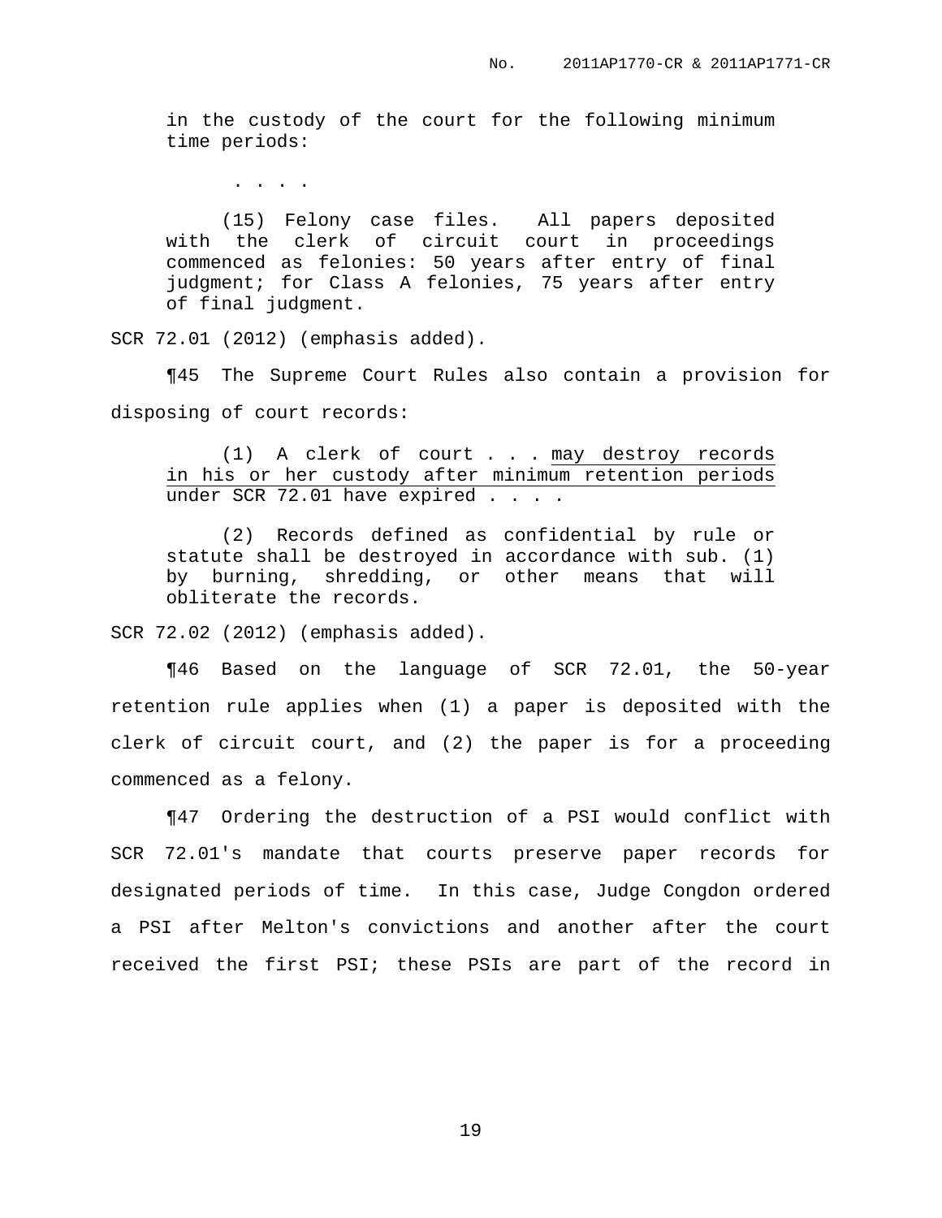in the custody of the court for the following minimum time periods:

> . . . .
>
> (15) Felony case files. All papers deposited with the clerk of circuit court in proceedings commenced as felonies: 50 years after entry of final judgment; for Class A felonies, 75 years after entry of final judgment.

SCR 72.01 (2012) (emphasis added).

¶45 The Supreme Court Rules also contain a provision for disposing of court records:

> (1) A clerk of court . . . <u>may destroy records in his or her custody after minimum retention periods</u> under SCR 72.01 have expired . . . .
>
> (2) Records defined as confidential by rule or statute shall be destroyed in accordance with sub. (1) by burning, shredding, or other means that will obliterate the records.

SCR 72.02 (2012) (emphasis added).

¶46 Based on the language of SCR 72.01, the 50-year retention rule applies when (1) a paper is deposited with the clerk of circuit court, and (2) the paper is for a proceeding commenced as a felony.

¶47 Ordering the destruction of a PSI would conflict with SCR 72.01's mandate that courts preserve paper records for designated periods of time. In this case, Judge Congdon ordered a PSI after Melton's convictions and another after the court received the first PSI; these PSIs are part of the record in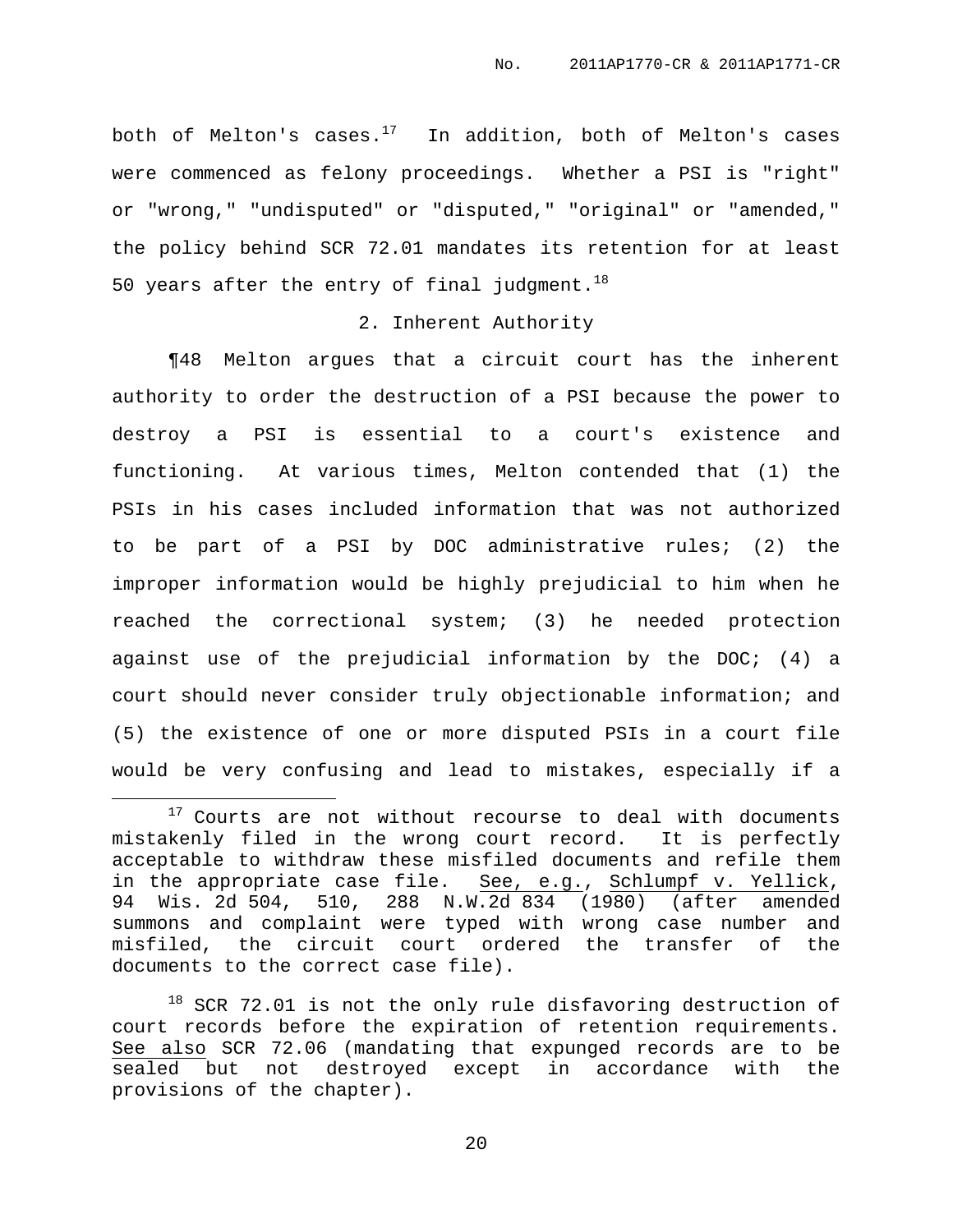both of Melton's cases.[17] In addition, both of Melton's cases were commenced as felony proceedings. Whether a PSI is "right" or "wrong," "undisputed" or "disputed," "original" or "amended," the policy behind SCR 72.01 mandates its retention for at least 50 years after the entry of final judgment.[18]

2. Inherent Authority

¶48 Melton argues that a circuit court has the inherent authority to order the destruction of a PSI because the power to destroy a PSI is essential to a court's existence and functioning. At various times, Melton contended that (1) the PSIs in his cases included information that was not authorized to be part of a PSI by DOC administrative rules; (2) the improper information would be highly prejudicial to him when he reached the correctional system; (3) he needed protection against use of the prejudicial information by the DOC; (4) a court should never consider truly objectionable information; and (5) the existence of one or more disputed PSIs in a court file would be very confusing and lead to mistakes, especially if a

[17] Courts are not without recourse to deal with documents mistakenly filed in the wrong court record. It is perfectly acceptable to withdraw these misfiled documents and refile them in the appropriate case file. See, e.g., Schlumpf v. Yellick, 94 Wis. 2d 504, 510, 288 N.W.2d 834 (1980) (after amended summons and complaint were typed with wrong case number and misfiled, the circuit court ordered the transfer of the documents to the correct case file).

[18] SCR 72.01 is not the only rule disfavoring destruction of court records before the expiration of retention requirements. See also SCR 72.06 (mandating that expunged records are to be sealed but not destroyed except in accordance with the provisions of the chapter).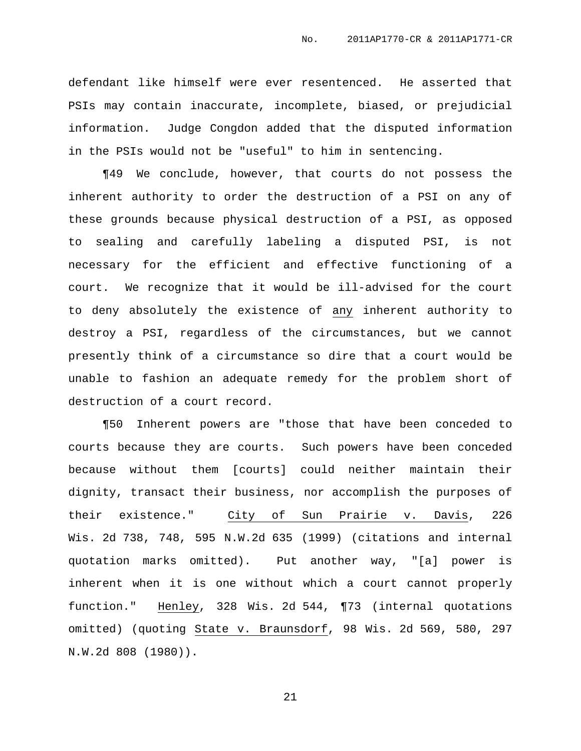defendant like himself were ever resentenced. He asserted that PSIs may contain inaccurate, incomplete, biased, or prejudicial information. Judge Congdon added that the disputed information in the PSIs would not be "useful" to him in sentencing.

¶49 We conclude, however, that courts do not possess the inherent authority to order the destruction of a PSI on any of these grounds because physical destruction of a PSI, as opposed to sealing and carefully labeling a disputed PSI, is not necessary for the efficient and effective functioning of a court. We recognize that it would be ill-advised for the court to deny absolutely the existence of <u>any</u> inherent authority to destroy a PSI, regardless of the circumstances, but we cannot presently think of a circumstance so dire that a court would be unable to fashion an adequate remedy for the problem short of destruction of a court record.

¶50 Inherent powers are "those that have been conceded to courts because they are courts. Such powers have been conceded because without them [courts] could neither maintain their dignity, transact their business, nor accomplish the purposes of their existence." <u>City of Sun Prairie v. Davis</u>, 226 Wis. 2d 738, 748, 595 N.W.2d 635 (1999) (citations and internal quotation marks omitted). Put another way, "[a] power is inherent when it is one without which a court cannot properly function." <u>Henley</u>, 328 Wis. 2d 544, ¶73 (internal quotations omitted) (quoting <u>State v. Braunsdorf</u>, 98 Wis. 2d 569, 580, 297 N.W.2d 808 (1980)).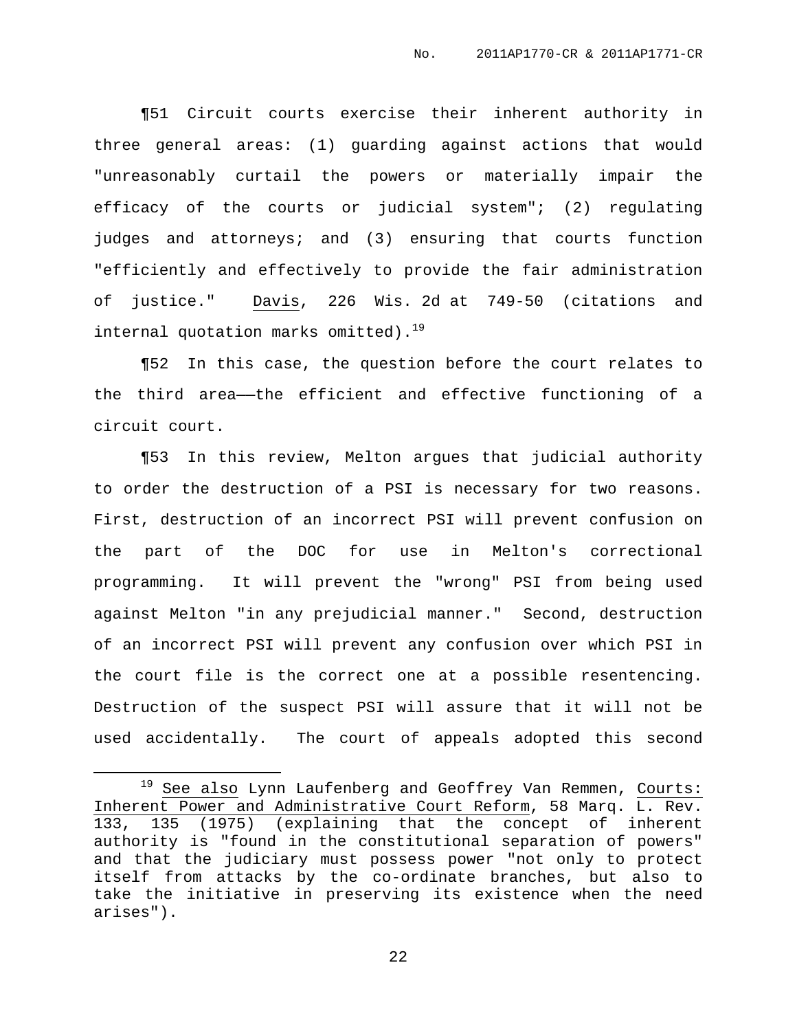¶51 Circuit courts exercise their inherent authority in three general areas: (1) guarding against actions that would "unreasonably curtail the powers or materially impair the efficacy of the courts or judicial system"; (2) regulating judges and attorneys; and (3) ensuring that courts function "efficiently and effectively to provide the fair administration of justice." Davis, 226 Wis. 2d at 749-50 (citations and internal quotation marks omitted).[19]

¶52 In this case, the question before the court relates to the third area——the efficient and effective functioning of a circuit court.

¶53 In this review, Melton argues that judicial authority to order the destruction of a PSI is necessary for two reasons. First, destruction of an incorrect PSI will prevent confusion on the part of the DOC for use in Melton's correctional programming. It will prevent the "wrong" PSI from being used against Melton "in any prejudicial manner." Second, destruction of an incorrect PSI will prevent any confusion over which PSI in the court file is the correct one at a possible resentencing. Destruction of the suspect PSI will assure that it will not be used accidentally. The court of appeals adopted this second

---

[19] See also Lynn Laufenberg and Geoffrey Van Remmen, Courts: Inherent Power and Administrative Court Reform, 58 Marq. L. Rev. 133, 135 (1975) (explaining that the concept of inherent authority is "found in the constitutional separation of powers" and that the judiciary must possess power "not only to protect itself from attacks by the co-ordinate branches, but also to take the initiative in preserving its existence when the need arises").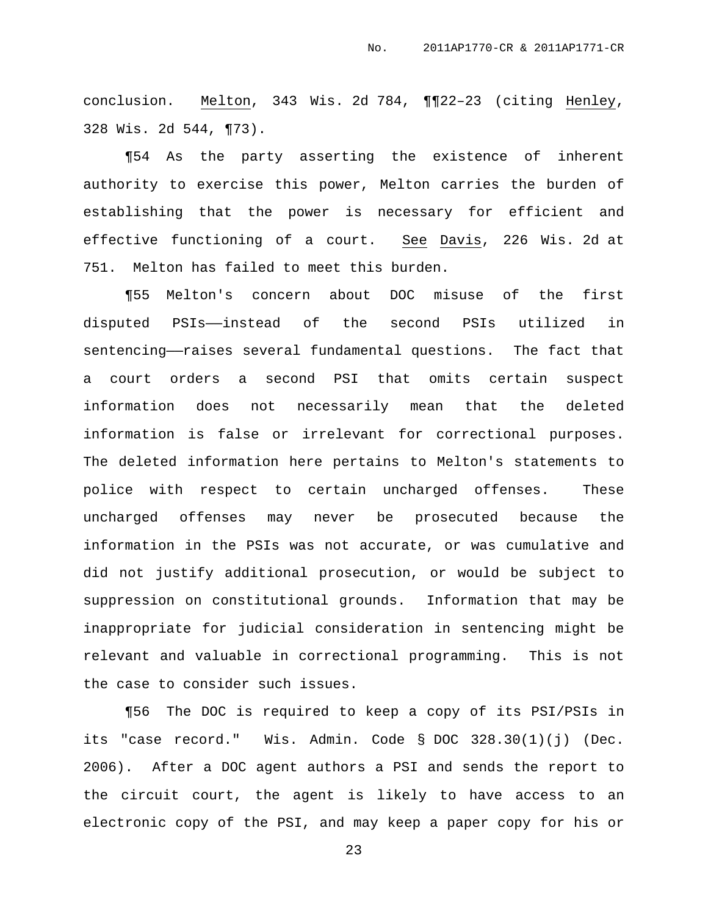conclusion. Melton, 343 Wis. 2d 784, ¶¶22–23 (citing Henley, 328 Wis. 2d 544, ¶73).

¶54 As the party asserting the existence of inherent authority to exercise this power, Melton carries the burden of establishing that the power is necessary for efficient and effective functioning of a court. See Davis, 226 Wis. 2d at 751. Melton has failed to meet this burden.

¶55 Melton's concern about DOC misuse of the first disputed PSIs——instead of the second PSIs utilized in sentencing——raises several fundamental questions. The fact that a court orders a second PSI that omits certain suspect information does not necessarily mean that the deleted information is false or irrelevant for correctional purposes. The deleted information here pertains to Melton's statements to police with respect to certain uncharged offenses. These uncharged offenses may never be prosecuted because the information in the PSIs was not accurate, or was cumulative and did not justify additional prosecution, or would be subject to suppression on constitutional grounds. Information that may be inappropriate for judicial consideration in sentencing might be relevant and valuable in correctional programming. This is not the case to consider such issues.

¶56 The DOC is required to keep a copy of its PSI/PSIs in its "case record." Wis. Admin. Code § DOC 328.30(1)(j) (Dec. 2006). After a DOC agent authors a PSI and sends the report to the circuit court, the agent is likely to have access to an electronic copy of the PSI, and may keep a paper copy for his or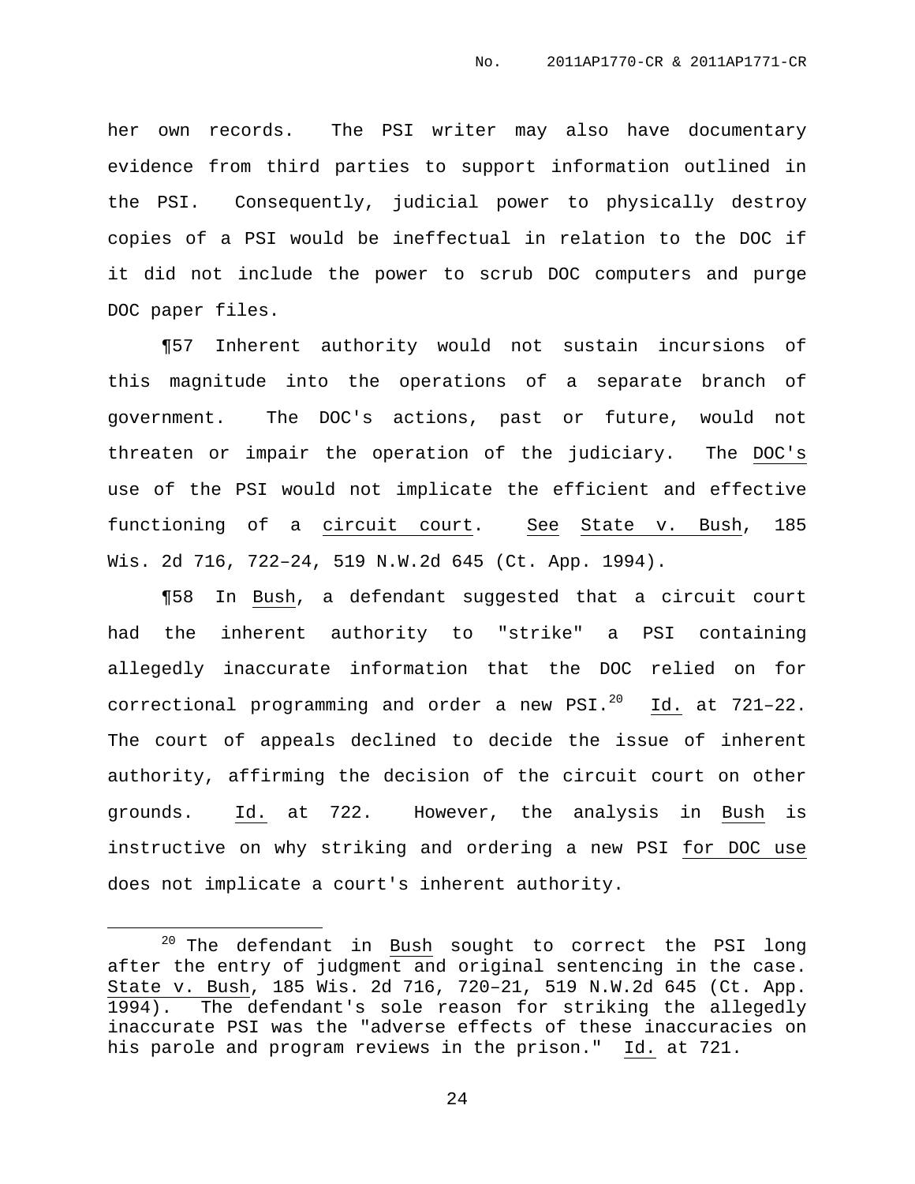her own records. The PSI writer may also have documentary evidence from third parties to support information outlined in the PSI. Consequently, judicial power to physically destroy copies of a PSI would be ineffectual in relation to the DOC if it did not include the power to scrub DOC computers and purge DOC paper files.

¶57 Inherent authority would not sustain incursions of this magnitude into the operations of a separate branch of government. The DOC's actions, past or future, would not threaten or impair the operation of the judiciary. The DOC's use of the PSI would not implicate the efficient and effective functioning of a circuit court. See State v. Bush, 185 Wis. 2d 716, 722–24, 519 N.W.2d 645 (Ct. App. 1994).

¶58 In Bush, a defendant suggested that a circuit court had the inherent authority to "strike" a PSI containing allegedly inaccurate information that the DOC relied on for correctional programming and order a new PSI.[20] Id. at 721–22. The court of appeals declined to decide the issue of inherent authority, affirming the decision of the circuit court on other grounds. Id. at 722. However, the analysis in Bush is instructive on why striking and ordering a new PSI for DOC use does not implicate a court's inherent authority.

---

[20] The defendant in Bush sought to correct the PSI long after the entry of judgment and original sentencing in the case. State v. Bush, 185 Wis. 2d 716, 720–21, 519 N.W.2d 645 (Ct. App. 1994). The defendant's sole reason for striking the allegedly inaccurate PSI was the "adverse effects of these inaccuracies on his parole and program reviews in the prison." Id. at 721.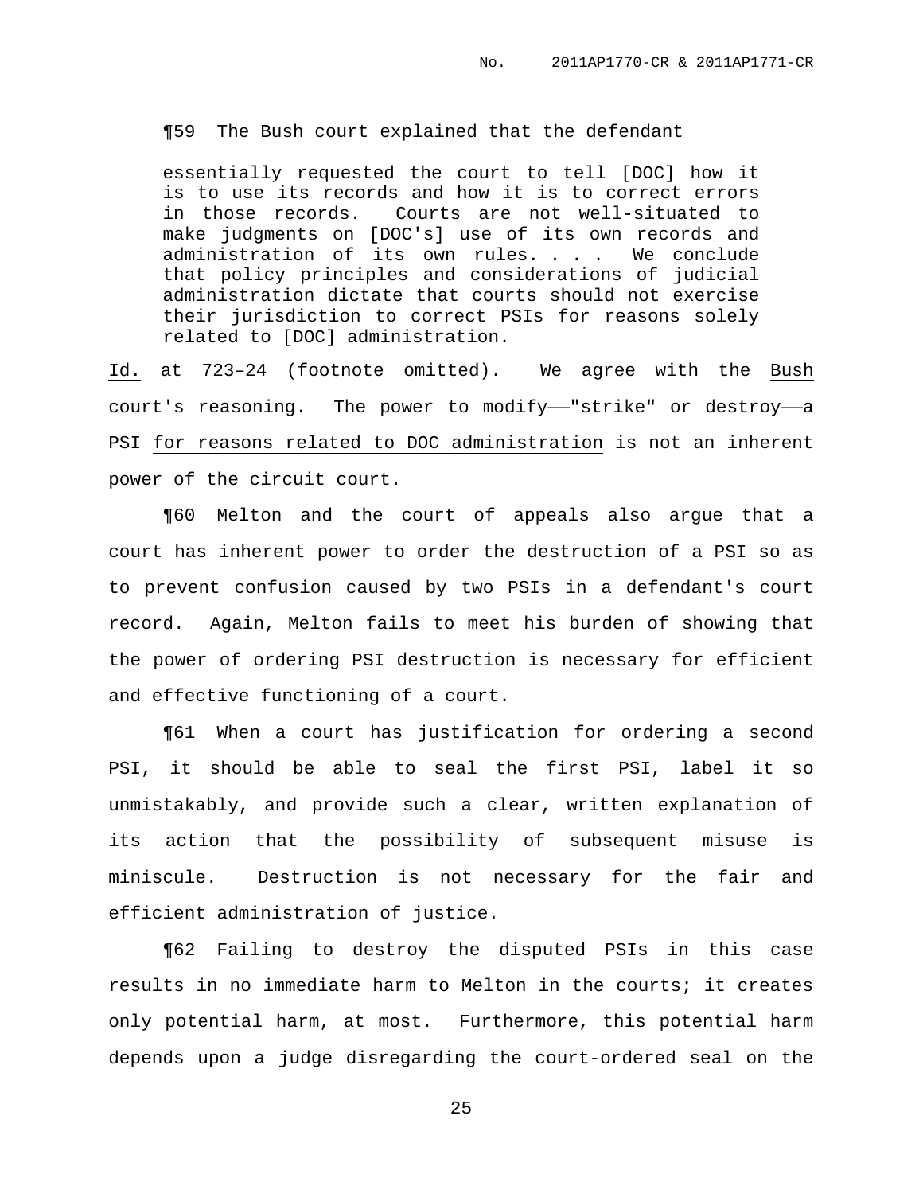¶59 The Bush court explained that the defendant

> essentially requested the court to tell [DOC] how it is to use its records and how it is to correct errors in those records. Courts are not well-situated to make judgments on [DOC's] use of its own records and administration of its own rules. . . . We conclude that policy principles and considerations of judicial administration dictate that courts should not exercise their jurisdiction to correct PSIs for reasons solely related to [DOC] administration.

Id. at 723–24 (footnote omitted). We agree with the Bush court's reasoning. The power to modify——"strike" or destroy——a PSI for reasons related to DOC administration is not an inherent power of the circuit court.

¶60 Melton and the court of appeals also argue that a court has inherent power to order the destruction of a PSI so as to prevent confusion caused by two PSIs in a defendant's court record. Again, Melton fails to meet his burden of showing that the power of ordering PSI destruction is necessary for efficient and effective functioning of a court.

¶61 When a court has justification for ordering a second PSI, it should be able to seal the first PSI, label it so unmistakably, and provide such a clear, written explanation of its action that the possibility of subsequent misuse is miniscule. Destruction is not necessary for the fair and efficient administration of justice.

¶62 Failing to destroy the disputed PSIs in this case results in no immediate harm to Melton in the courts; it creates only potential harm, at most. Furthermore, this potential harm depends upon a judge disregarding the court-ordered seal on the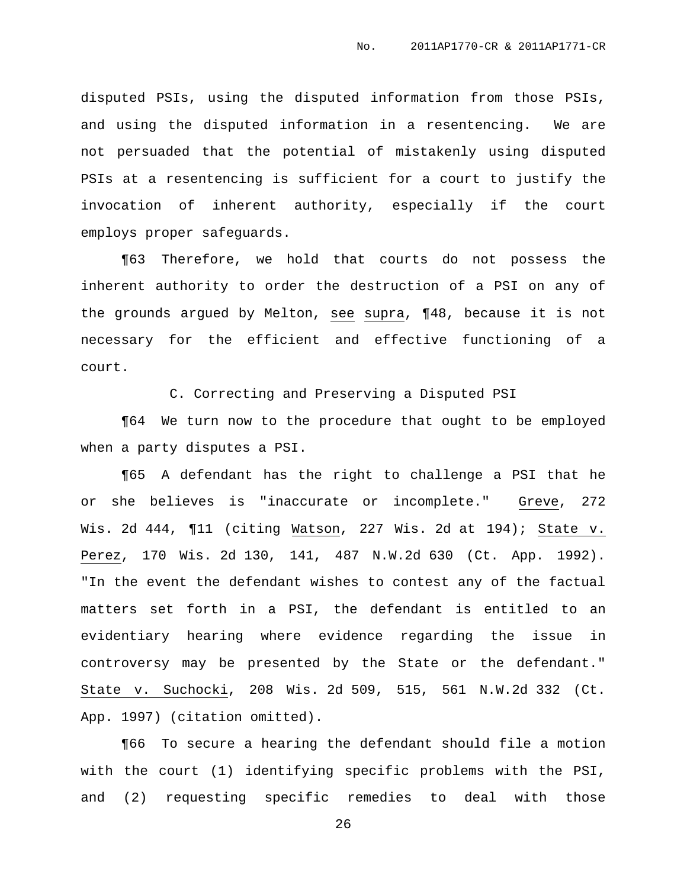disputed PSIs, using the disputed information from those PSIs, and using the disputed information in a resentencing. We are not persuaded that the potential of mistakenly using disputed PSIs at a resentencing is sufficient for a court to justify the invocation of inherent authority, especially if the court employs proper safeguards.

¶63 Therefore, we hold that courts do not possess the inherent authority to order the destruction of a PSI on any of the grounds argued by Melton, see supra, ¶48, because it is not necessary for the efficient and effective functioning of a court.

### C. Correcting and Preserving a Disputed PSI

¶64 We turn now to the procedure that ought to be employed when a party disputes a PSI.

¶65 A defendant has the right to challenge a PSI that he or she believes is "inaccurate or incomplete." Greve, 272 Wis. 2d 444, ¶11 (citing Watson, 227 Wis. 2d at 194); State v. Perez, 170 Wis. 2d 130, 141, 487 N.W.2d 630 (Ct. App. 1992). "In the event the defendant wishes to contest any of the factual matters set forth in a PSI, the defendant is entitled to an evidentiary hearing where evidence regarding the issue in controversy may be presented by the State or the defendant." State v. Suchocki, 208 Wis. 2d 509, 515, 561 N.W.2d 332 (Ct. App. 1997) (citation omitted).

¶66 To secure a hearing the defendant should file a motion with the court (1) identifying specific problems with the PSI, and (2) requesting specific remedies to deal with those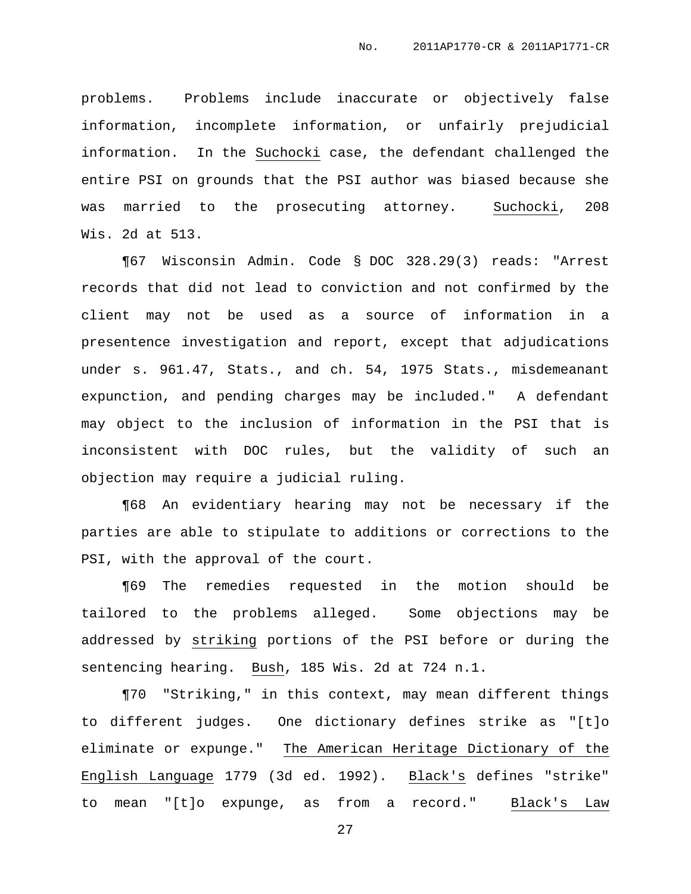problems. Problems include inaccurate or objectively false information, incomplete information, or unfairly prejudicial information. In the Suchocki case, the defendant challenged the entire PSI on grounds that the PSI author was biased because she was married to the prosecuting attorney. Suchocki, 208 Wis. 2d at 513.

¶67 Wisconsin Admin. Code § DOC 328.29(3) reads: "Arrest records that did not lead to conviction and not confirmed by the client may not be used as a source of information in a presentence investigation and report, except that adjudications under s. 961.47, Stats., and ch. 54, 1975 Stats., misdemeanant expunction, and pending charges may be included." A defendant may object to the inclusion of information in the PSI that is inconsistent with DOC rules, but the validity of such an objection may require a judicial ruling.

¶68 An evidentiary hearing may not be necessary if the parties are able to stipulate to additions or corrections to the PSI, with the approval of the court.

¶69 The remedies requested in the motion should be tailored to the problems alleged. Some objections may be addressed by striking portions of the PSI before or during the sentencing hearing. Bush, 185 Wis. 2d at 724 n.1.

¶70 "Striking," in this context, may mean different things to different judges. One dictionary defines strike as "[t]o eliminate or expunge." The American Heritage Dictionary of the English Language 1779 (3d ed. 1992). Black's defines "strike" to mean "[t]o expunge, as from a record." Black's Law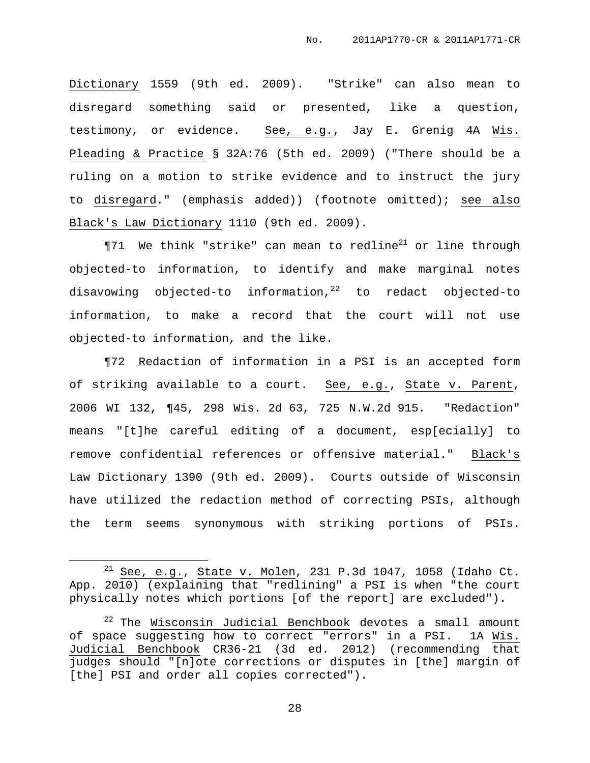Dictionary 1559 (9th ed. 2009). "Strike" can also mean to disregard something said or presented, like a question, testimony, or evidence. See, e.g., Jay E. Grenig 4A Wis. Pleading & Practice § 32A:76 (5th ed. 2009) ("There should be a ruling on a motion to strike evidence and to instruct the jury to disregard." (emphasis added)) (footnote omitted); see also Black's Law Dictionary 1110 (9th ed. 2009).

¶71 We think "strike" can mean to redline[21] or line through objected-to information, to identify and make marginal notes disavowing objected-to information,[22] to redact objected-to information, to make a record that the court will not use objected-to information, and the like.

¶72 Redaction of information in a PSI is an accepted form of striking available to a court. See, e.g., State v. Parent, 2006 WI 132, ¶45, 298 Wis. 2d 63, 725 N.W.2d 915. "Redaction" means "[t]he careful editing of a document, esp[ecially] to remove confidential references or offensive material." Black's Law Dictionary 1390 (9th ed. 2009). Courts outside of Wisconsin have utilized the redaction method of correcting PSIs, although the term seems synonymous with striking portions of PSIs.

---

[21] See, e.g., State v. Molen, 231 P.3d 1047, 1058 (Idaho Ct. App. 2010) (explaining that "redlining" a PSI is when "the court physically notes which portions [of the report] are excluded").

[22] The Wisconsin Judicial Benchbook devotes a small amount of space suggesting how to correct "errors" in a PSI. 1A Wis. Judicial Benchbook CR36-21 (3d ed. 2012) (recommending that judges should "[n]ote corrections or disputes in [the] margin of [the] PSI and order all copies corrected").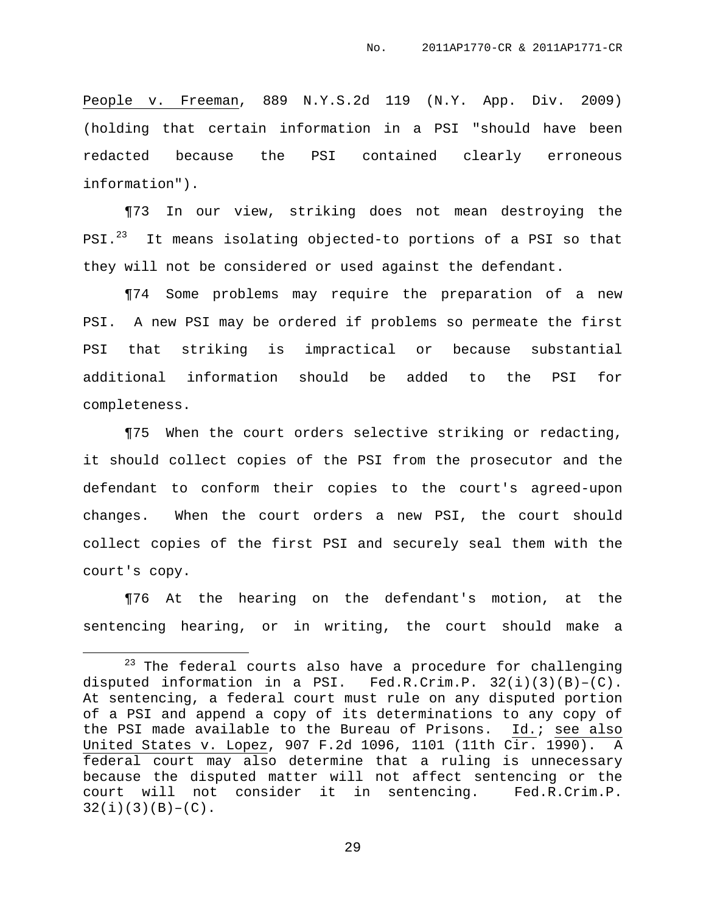People v. Freeman, 889 N.Y.S.2d 119 (N.Y. App. Div. 2009) (holding that certain information in a PSI "should have been redacted because the PSI contained clearly erroneous information").

¶73 In our view, striking does not mean destroying the PSI.[23] It means isolating objected-to portions of a PSI so that they will not be considered or used against the defendant.

¶74 Some problems may require the preparation of a new PSI. A new PSI may be ordered if problems so permeate the first PSI that striking is impractical or because substantial additional information should be added to the PSI for completeness.

¶75 When the court orders selective striking or redacting, it should collect copies of the PSI from the prosecutor and the defendant to conform their copies to the court's agreed-upon changes. When the court orders a new PSI, the court should collect copies of the first PSI and securely seal them with the court's copy.

¶76 At the hearing on the defendant's motion, at the sentencing hearing, or in writing, the court should make a

---

[23] The federal courts also have a procedure for challenging disputed information in a PSI. Fed.R.Crim.P. 32(i)(3)(B)–(C). At sentencing, a federal court must rule on any disputed portion of a PSI and append a copy of its determinations to any copy of the PSI made available to the Bureau of Prisons. Id.; see also United States v. Lopez, 907 F.2d 1096, 1101 (11th Cir. 1990). A federal court may also determine that a ruling is unnecessary because the disputed matter will not affect sentencing or the court will not consider it in sentencing. Fed.R.Crim.P. 32(i)(3)(B)–(C).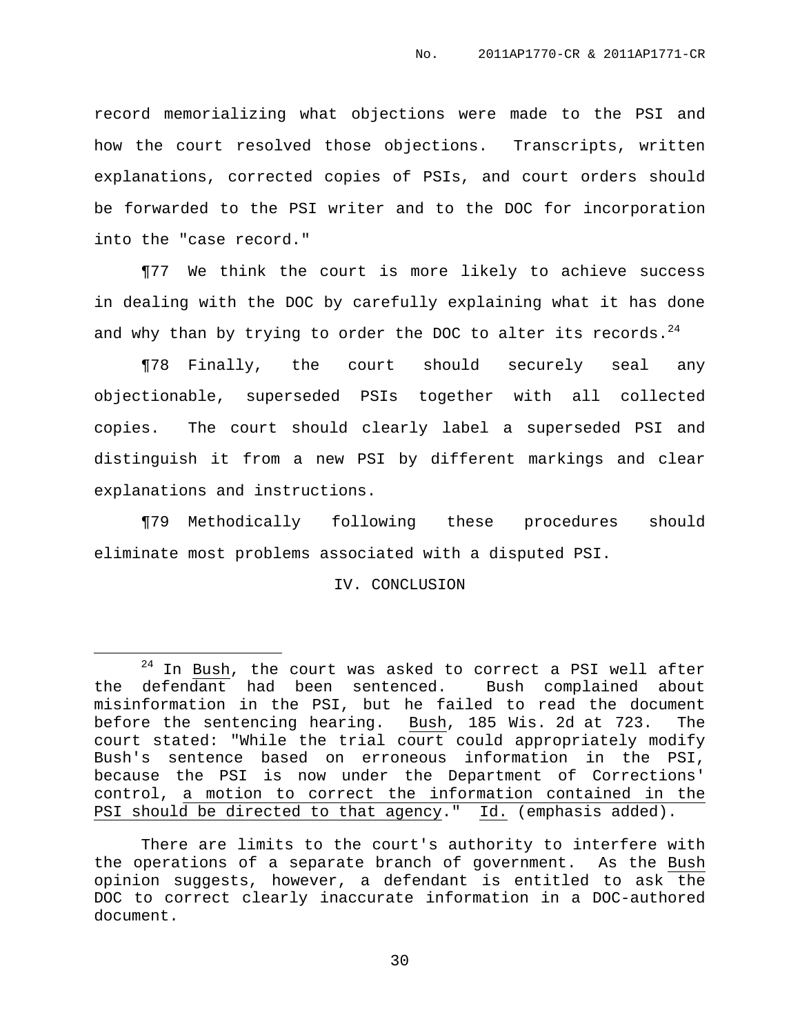record memorializing what objections were made to the PSI and how the court resolved those objections. Transcripts, written explanations, corrected copies of PSIs, and court orders should be forwarded to the PSI writer and to the DOC for incorporation into the "case record."

¶77 We think the court is more likely to achieve success in dealing with the DOC by carefully explaining what it has done and why than by trying to order the DOC to alter its records.[24]

¶78 Finally, the court should securely seal any objectionable, superseded PSIs together with all collected copies. The court should clearly label a superseded PSI and distinguish it from a new PSI by different markings and clear explanations and instructions.

¶79 Methodically following these procedures should eliminate most problems associated with a disputed PSI.

IV. CONCLUSION

---

[24] In Bush, the court was asked to correct a PSI well after the defendant had been sentenced. Bush complained about misinformation in the PSI, but he failed to read the document before the sentencing hearing. Bush, 185 Wis. 2d at 723. The court stated: "While the trial court could appropriately modify Bush's sentence based on erroneous information in the PSI, because the PSI is now under the Department of Corrections' control, a motion to correct the information contained in the PSI should be directed to that agency." Id. (emphasis added).

There are limits to the court's authority to interfere with the operations of a separate branch of government. As the Bush opinion suggests, however, a defendant is entitled to ask the DOC to correct clearly inaccurate information in a DOC-authored document.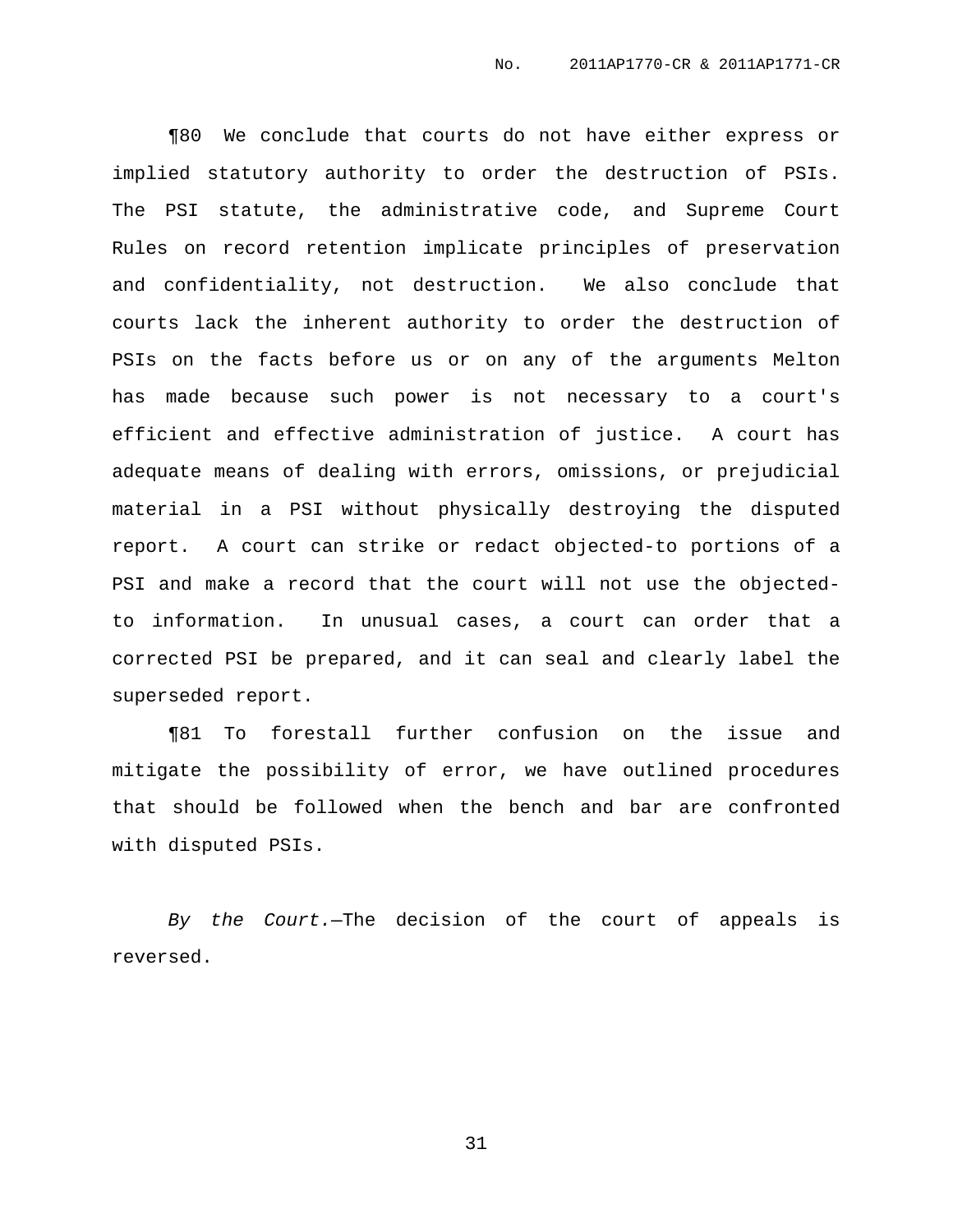¶80 We conclude that courts do not have either express or implied statutory authority to order the destruction of PSIs. The PSI statute, the administrative code, and Supreme Court Rules on record retention implicate principles of preservation and confidentiality, not destruction. We also conclude that courts lack the inherent authority to order the destruction of PSIs on the facts before us or on any of the arguments Melton has made because such power is not necessary to a court's efficient and effective administration of justice. A court has adequate means of dealing with errors, omissions, or prejudicial material in a PSI without physically destroying the disputed report. A court can strike or redact objected-to portions of a PSI and make a record that the court will not use the objected-to information. In unusual cases, a court can order that a corrected PSI be prepared, and it can seal and clearly label the superseded report.

¶81 To forestall further confusion on the issue and mitigate the possibility of error, we have outlined procedures that should be followed when the bench and bar are confronted with disputed PSIs.

*By the Court.*—The decision of the court of appeals is reversed.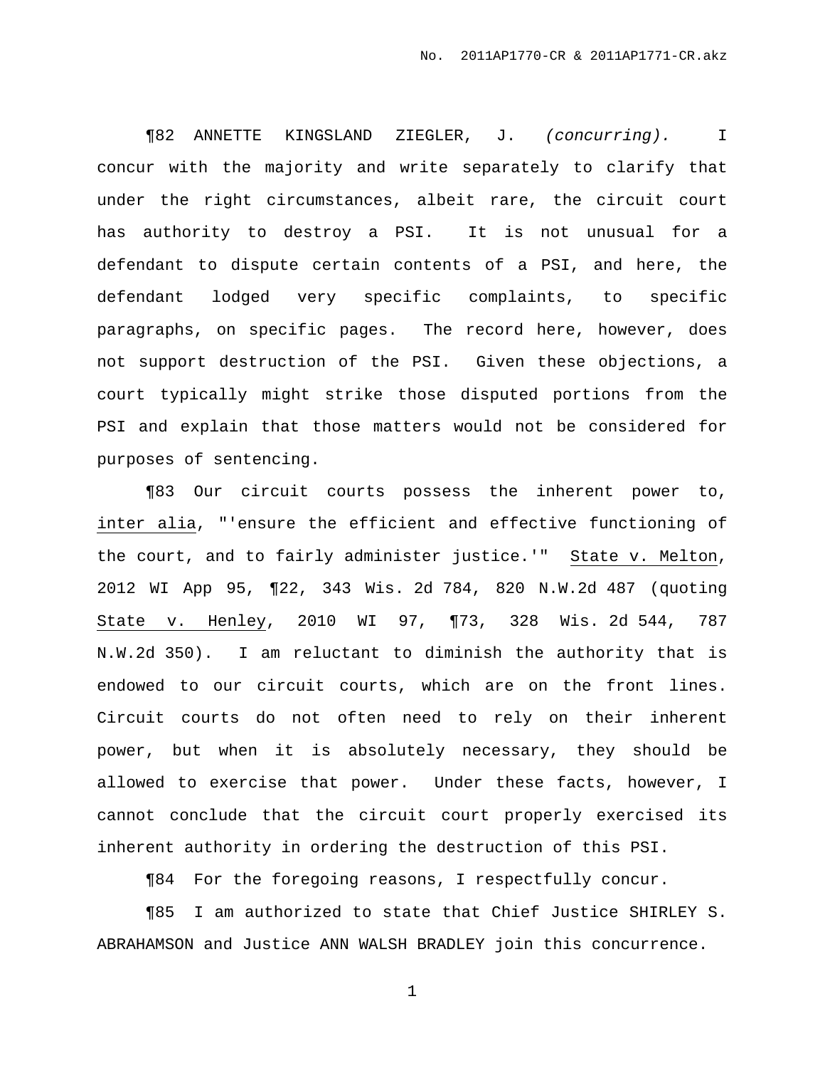¶82 ANNETTE KINGSLAND ZIEGLER, J. *(concurring).* I concur with the majority and write separately to clarify that under the right circumstances, albeit rare, the circuit court has authority to destroy a PSI. It is not unusual for a defendant to dispute certain contents of a PSI, and here, the defendant lodged very specific complaints, to specific paragraphs, on specific pages. The record here, however, does not support destruction of the PSI. Given these objections, a court typically might strike those disputed portions from the PSI and explain that those matters would not be considered for purposes of sentencing.

¶83 Our circuit courts possess the inherent power to, inter alia, "'ensure the efficient and effective functioning of the court, and to fairly administer justice.'" State v. Melton, 2012 WI App 95, ¶22, 343 Wis. 2d 784, 820 N.W.2d 487 (quoting State v. Henley, 2010 WI 97, ¶73, 328 Wis. 2d 544, 787 N.W.2d 350). I am reluctant to diminish the authority that is endowed to our circuit courts, which are on the front lines. Circuit courts do not often need to rely on their inherent power, but when it is absolutely necessary, they should be allowed to exercise that power. Under these facts, however, I cannot conclude that the circuit court properly exercised its inherent authority in ordering the destruction of this PSI.

¶84 For the foregoing reasons, I respectfully concur.

¶85 I am authorized to state that Chief Justice SHIRLEY S. ABRAHAMSON and Justice ANN WALSH BRADLEY join this concurrence.